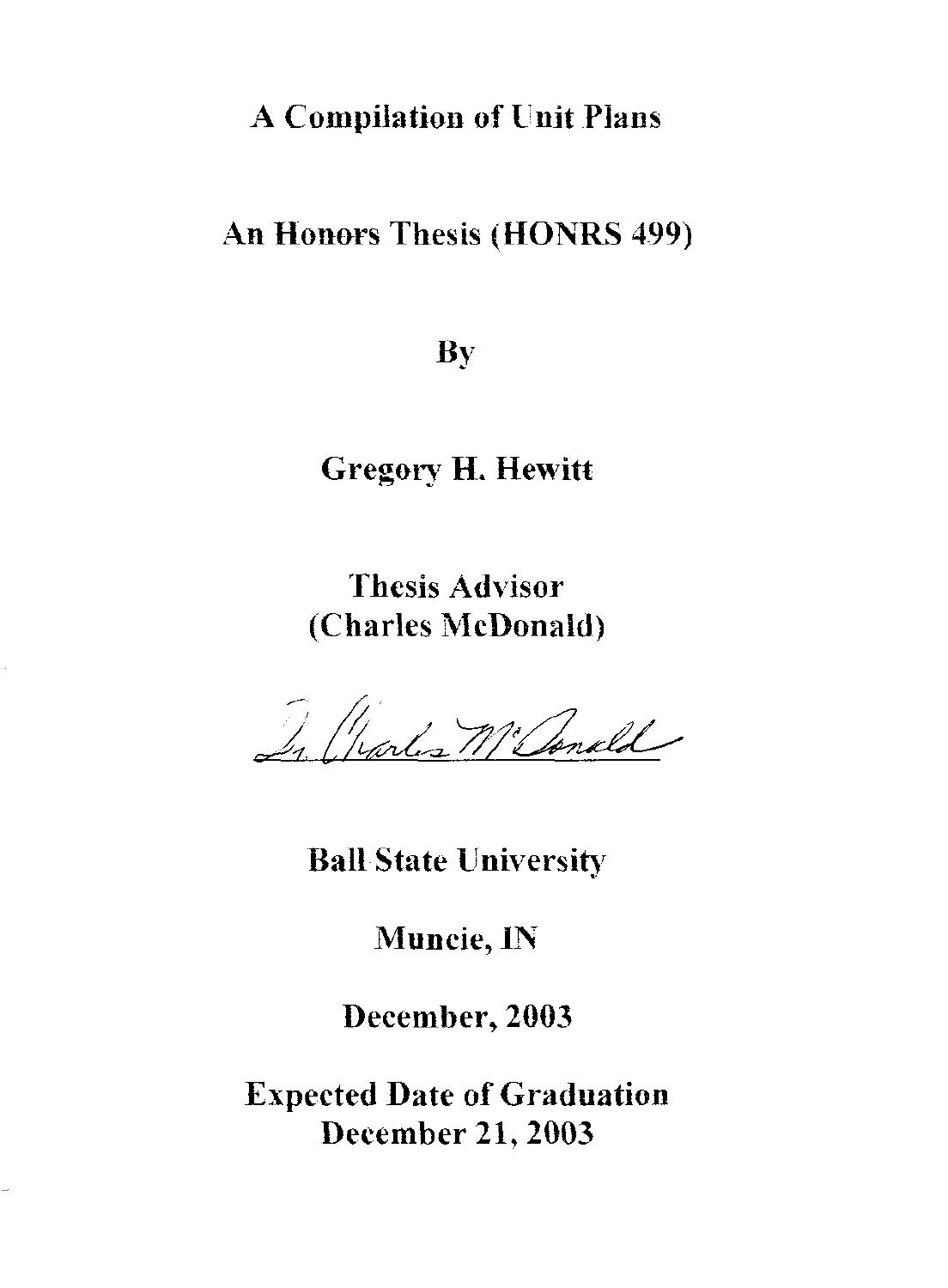# A Compilation of Unit Plans

## An Honors Thesis (HONRS 499)

By

**Gregory H. Hewitt**

**Thesis Advisor**
**(Charles McDonald)**

**Ball State University**

**Muncie, IN**

**December, 2003**

**Expected Date of Graduation**
**December 21, 2003**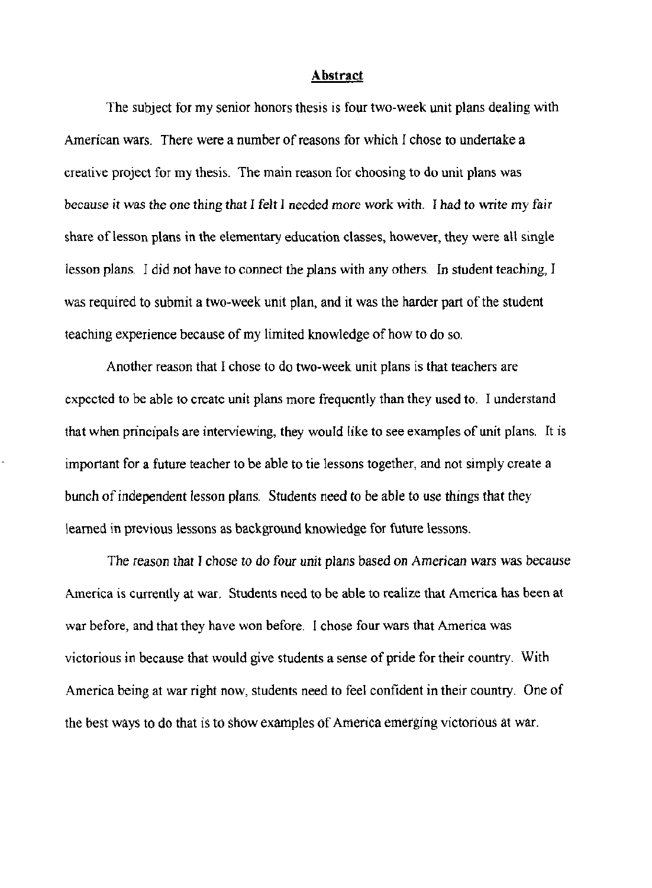## Abstract

The subject for my senior honors thesis is four two-week unit plans dealing with American wars. There were a number of reasons for which I chose to undertake a creative project for my thesis. The main reason for choosing to do unit plans was because it was the one thing that I felt I needed more work with. I had to write my fair share of lesson plans in the elementary education classes, however, they were all single lesson plans. I did not have to connect the plans with any others. In student teaching, I was required to submit a two-week unit plan, and it was the harder part of the student teaching experience because of my limited knowledge of how to do so.

Another reason that I chose to do two-week unit plans is that teachers are expected to be able to create unit plans more frequently than they used to. I understand that when principals are interviewing, they would like to see examples of unit plans. It is important for a future teacher to be able to tie lessons together, and not simply create a bunch of independent lesson plans. Students need to be able to use things that they learned in previous lessons as background knowledge for future lessons.

The reason that I chose to do four unit plans based on American wars was because America is currently at war. Students need to be able to realize that America has been at war before, and that they have won before. I chose four wars that America was victorious in because that would give students a sense of pride for their country. With America being at war right now, students need to feel confident in their country. One of the best ways to do that is to show examples of America emerging victorious at war.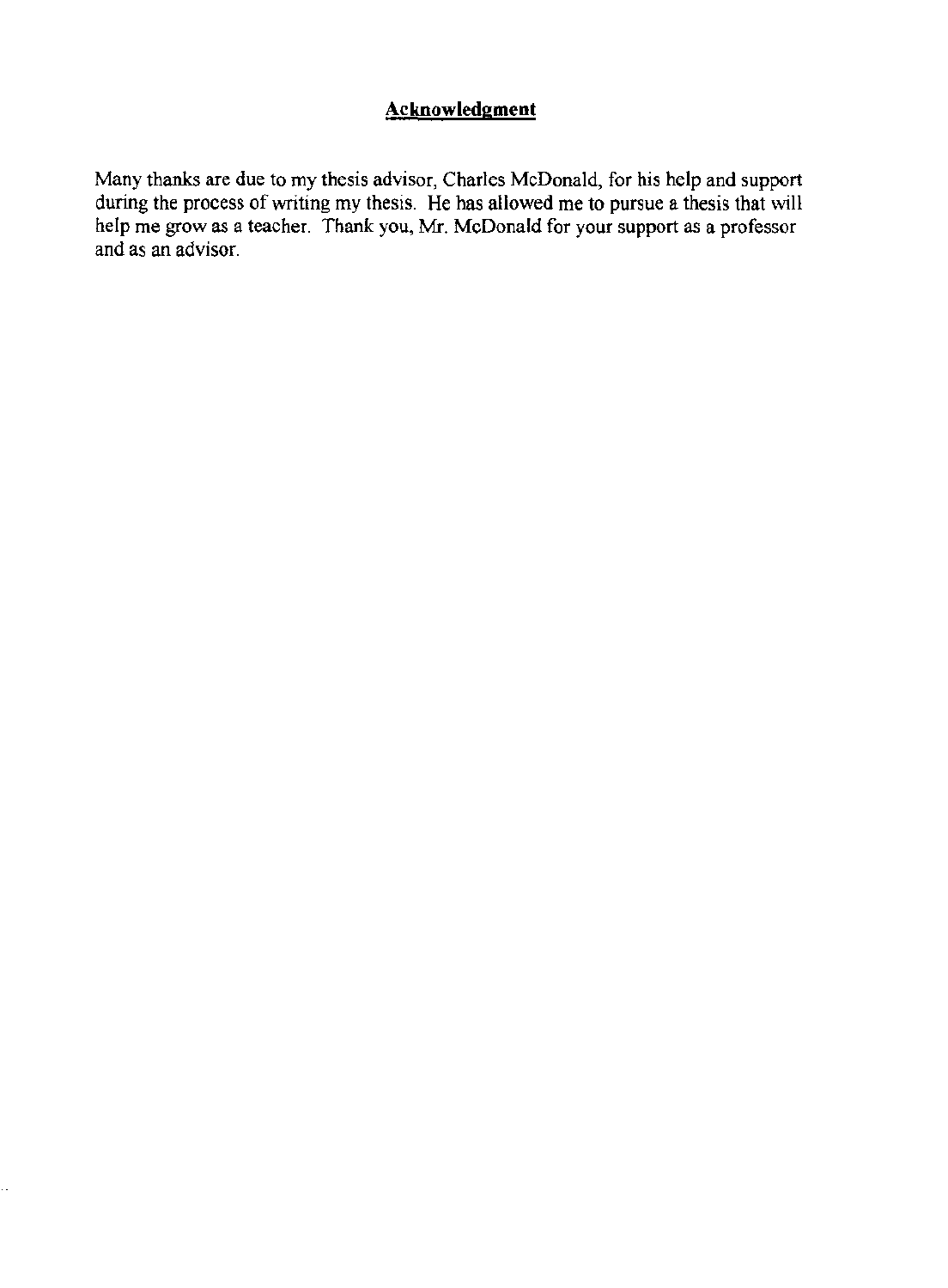# Acknowledgment

Many thanks are due to my thesis advisor, Charles McDonald, for his help and support during the process of writing my thesis. He has allowed me to pursue a thesis that will help me grow as a teacher. Thank you, Mr. McDonald for your support as a professor and as an advisor.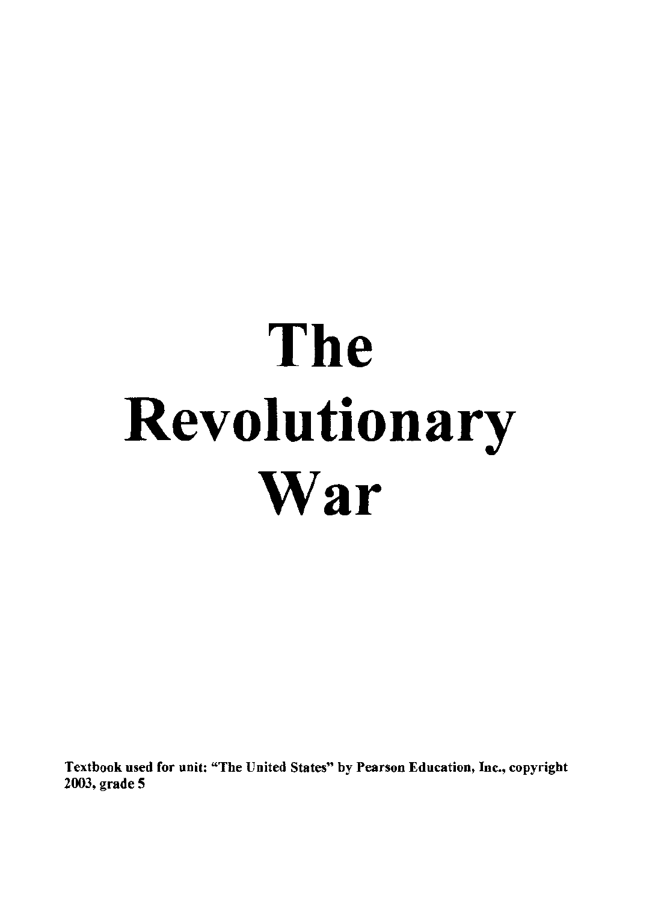# The Revolutionary War

**Textbook used for unit: "The United States" by Pearson Education, Inc., copyright 2003, grade 5**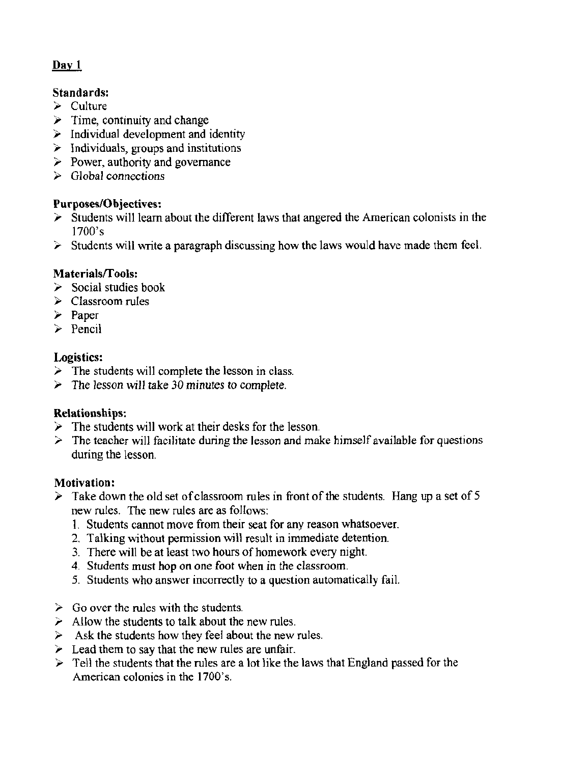## Day 1

**Standards:**
- Culture
- Time, continuity and change
- Individual development and identity
- Individuals, groups and institutions
- Power, authority and governance
- Global connections

**Purposes/Objectives:**
- Students will learn about the different laws that angered the American colonists in the 1700's
- Students will write a paragraph discussing how the laws would have made them feel.

**Materials/Tools:**
- Social studies book
- Classroom rules
- Paper
- Pencil

**Logistics:**
- The students will complete the lesson in class.
- The lesson will take 30 minutes to complete.

**Relationships:**
- The students will work at their desks for the lesson.
- The teacher will facilitate during the lesson and make himself available for questions during the lesson.

**Motivation:**
- Take down the old set of classroom rules in front of the students. Hang up a set of 5 new rules. The new rules are as follows:
  1. Students cannot move from their seat for any reason whatsoever.
  2. Talking without permission will result in immediate detention.
  3. There will be at least two hours of homework every night.
  4. Students must hop on one foot when in the classroom.
  5. Students who answer incorrectly to a question automatically fail.

- Go over the rules with the students.
- Allow the students to talk about the new rules.
- Ask the students how they feel about the new rules.
- Lead them to say that the new rules are unfair.
- Tell the students that the rules are a lot like the laws that England passed for the American colonies in the 1700's.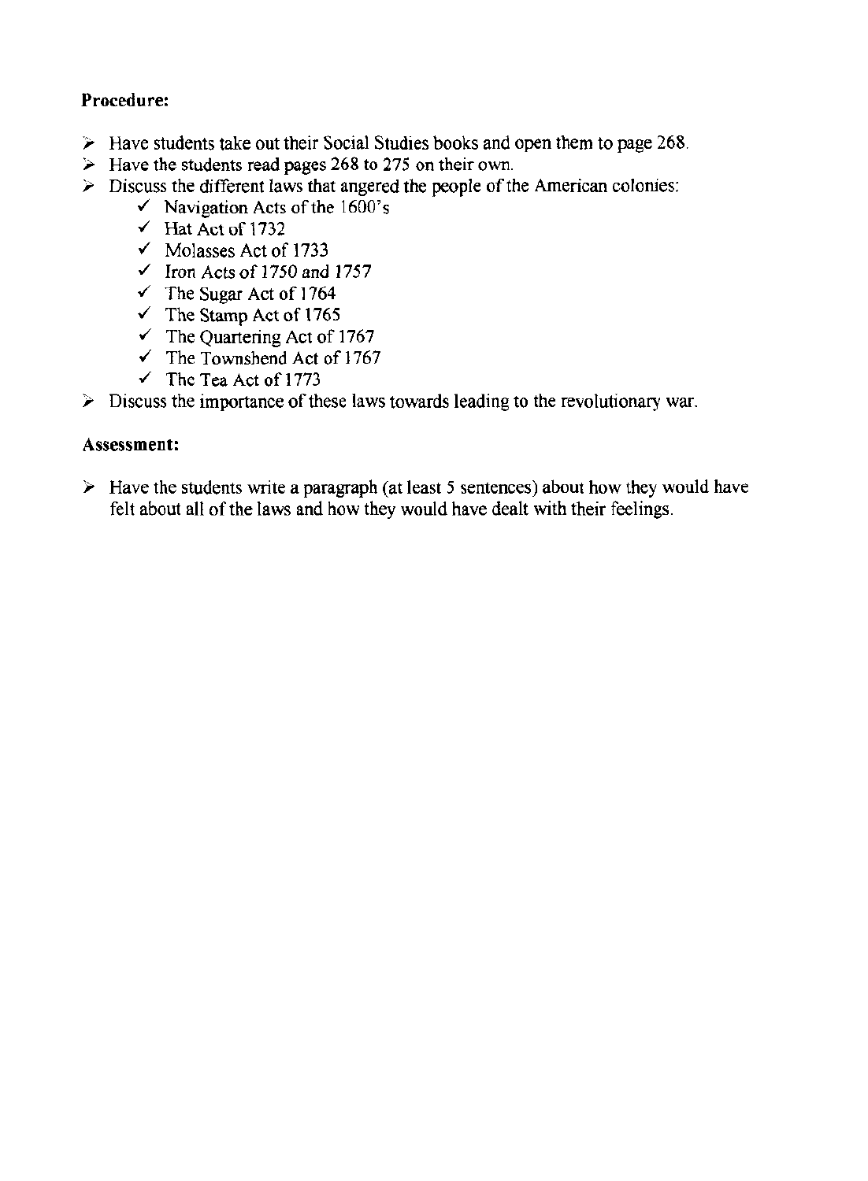**Procedure:**

- Have students take out their Social Studies books and open them to page 268.
- Have the students read pages 268 to 275 on their own.
- Discuss the different laws that angered the people of the American colonies:
  - ✓ Navigation Acts of the 1600's
  - ✓ Hat Act of 1732
  - ✓ Molasses Act of 1733
  - ✓ Iron Acts of 1750 and 1757
  - ✓ The Sugar Act of 1764
  - ✓ The Stamp Act of 1765
  - ✓ The Quartering Act of 1767
  - ✓ The Townshend Act of 1767
  - ✓ The Tea Act of 1773
- Discuss the importance of these laws towards leading to the revolutionary war.

**Assessment:**

- Have the students write a paragraph (at least 5 sentences) about how they would have felt about all of the laws and how they would have dealt with their feelings.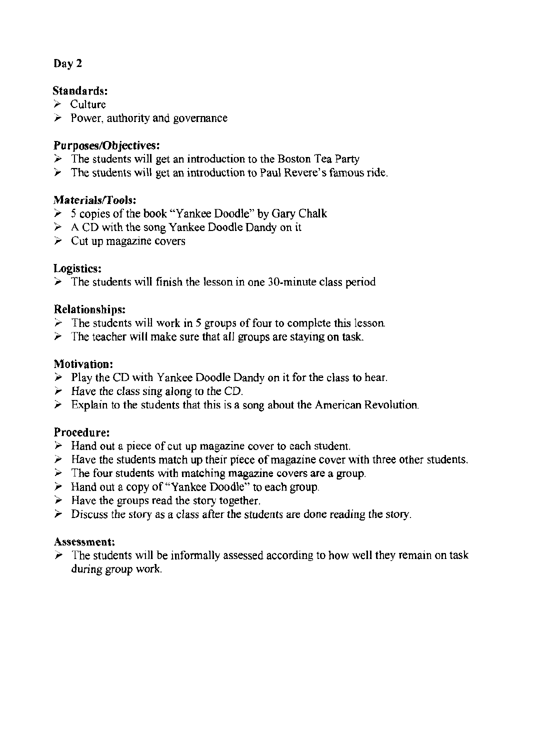Day 2

**Standards:**
- Culture
- Power, authority and governance

**Purposes/Objectives:**
- The students will get an introduction to the Boston Tea Party
- The students will get an introduction to Paul Revere's famous ride.

**Materials/Tools:**
- 5 copies of the book "Yankee Doodle" by Gary Chalk
- A CD with the song Yankee Doodle Dandy on it
- Cut up magazine covers

**Logistics:**
- The students will finish the lesson in one 30-minute class period

**Relationships:**
- The students will work in 5 groups of four to complete this lesson.
- The teacher will make sure that all groups are staying on task.

**Motivation:**
- Play the CD with Yankee Doodle Dandy on it for the class to hear.
- Have the class sing along to the CD.
- Explain to the students that this is a song about the American Revolution.

**Procedure:**
- Hand out a piece of cut up magazine cover to each student.
- Have the students match up their piece of magazine cover with three other students.
- The four students with matching magazine covers are a group.
- Hand out a copy of "Yankee Doodle" to each group.
- Have the groups read the story together.
- Discuss the story as a class after the students are done reading the story.

**Assessment:**
- The students will be informally assessed according to how well they remain on task during group work.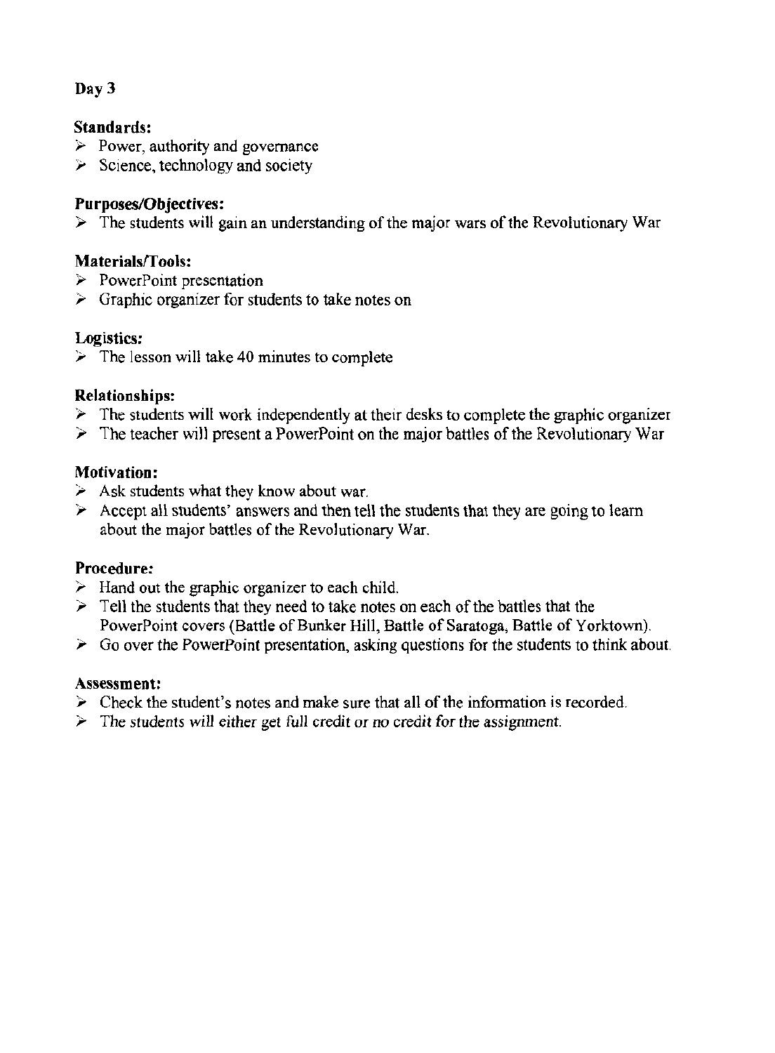## Day 3

**Standards:**
- Power, authority and governance
- Science, technology and society

**Purposes/Objectives:**
- The students will gain an understanding of the major wars of the Revolutionary War

**Materials/Tools:**
- PowerPoint presentation
- Graphic organizer for students to take notes on

**Logistics:**
- The lesson will take 40 minutes to complete

**Relationships:**
- The students will work independently at their desks to complete the graphic organizer
- The teacher will present a PowerPoint on the major battles of the Revolutionary War

**Motivation:**
- Ask students what they know about war.
- Accept all students' answers and then tell the students that they are going to learn about the major battles of the Revolutionary War.

**Procedure:**
- Hand out the graphic organizer to each child.
- Tell the students that they need to take notes on each of the battles that the PowerPoint covers (Battle of Bunker Hill, Battle of Saratoga, Battle of Yorktown).
- Go over the PowerPoint presentation, asking questions for the students to think about.

**Assessment:**
- Check the student's notes and make sure that all of the information is recorded.
- *The students will either get full credit or no credit for the assignment.*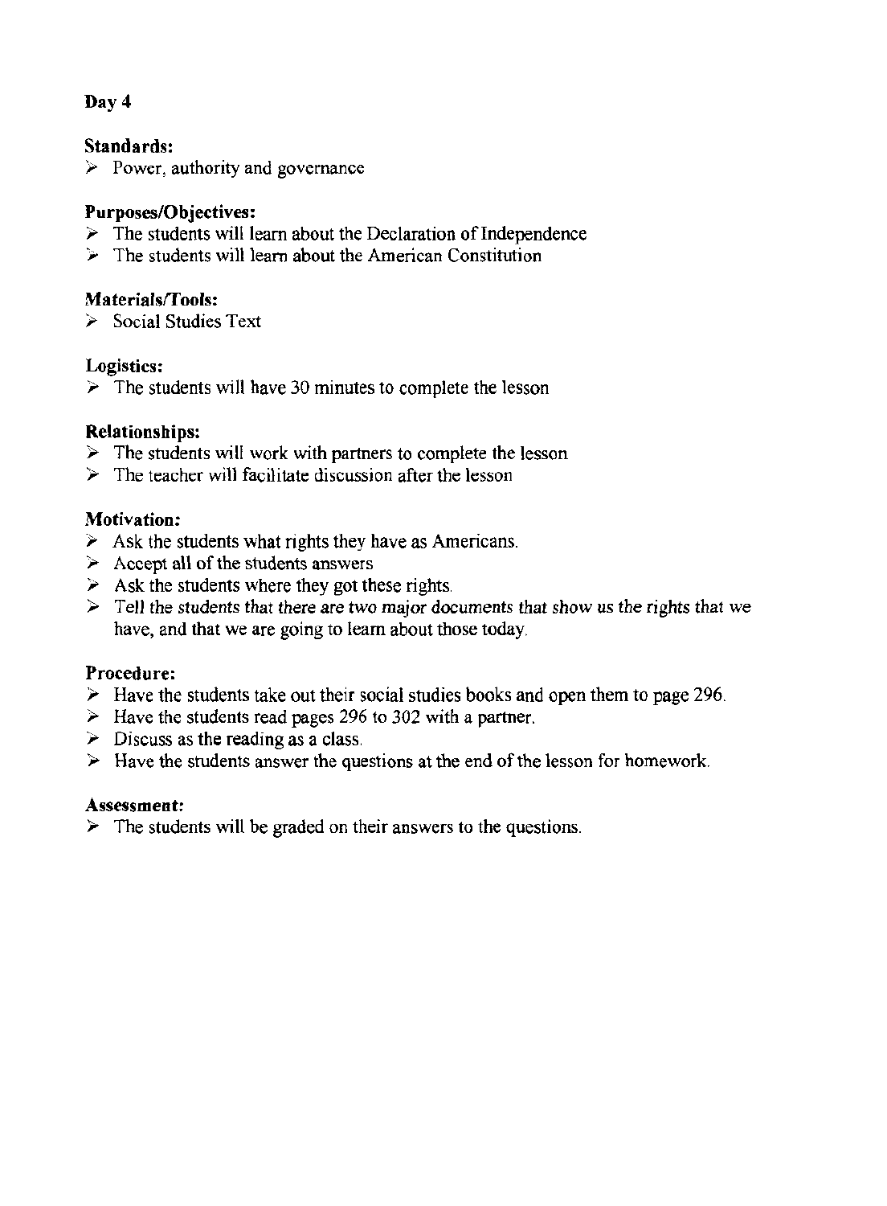## Day 4

**Standards:**

- Power, authority and governance

**Purposes/Objectives:**

- The students will learn about the Declaration of Independence
- The students will learn about the American Constitution

**Materials/Tools:**

- Social Studies Text

**Logistics:**

- The students will have 30 minutes to complete the lesson

**Relationships:**

- The students will work with partners to complete the lesson
- The teacher will facilitate discussion after the lesson

**Motivation:**

- Ask the students what rights they have as Americans.
- Accept all of the students answers
- Ask the students where they got these rights.
- Tell the students that there are two major documents that show us the rights that we have, and that we are going to learn about those today.

**Procedure:**

- Have the students take out their social studies books and open them to page 296.
- Have the students read pages 296 to 302 with a partner.
- Discuss as the reading as a class.
- Have the students answer the questions at the end of the lesson for homework.

**Assessment:**

- The students will be graded on their answers to the questions.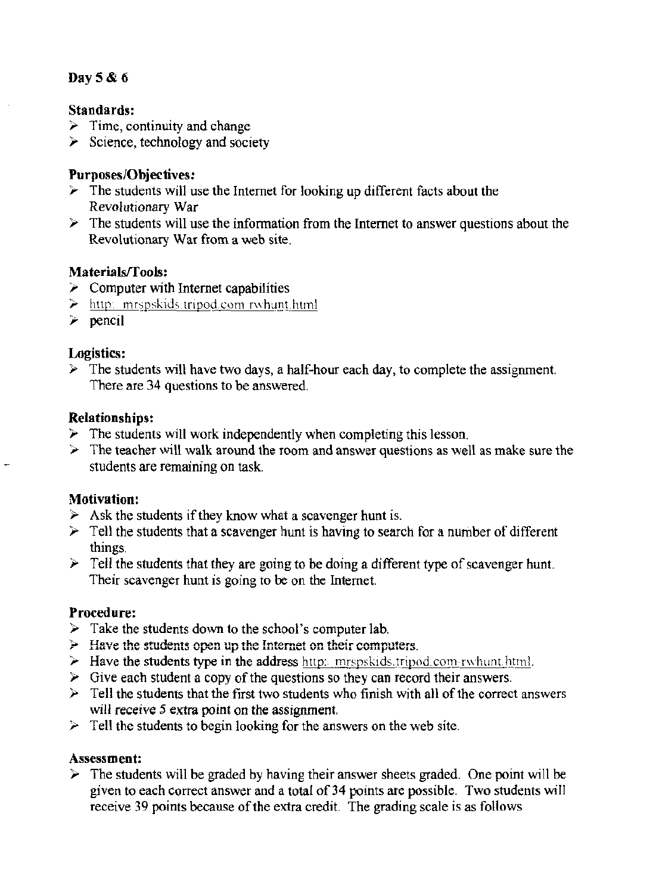**Day 5 & 6**

**Standards:**

- Time, continuity and change
- Science, technology and society

**Purposes/Objectives:**

- The students will use the Internet for looking up different facts about the Revolutionary War
- The students will use the information from the Internet to answer questions about the Revolutionary War from a web site.

**Materials/Tools:**

- Computer with Internet capabilities
- http: mrspskids.tripod.com rwhunt.html
- pencil

**Logistics:**

- The students will have two days, a half-hour each day, to complete the assignment. There are 34 questions to be answered.

**Relationships:**

- The students will work independently when completing this lesson.
- The teacher will walk around the room and answer questions as well as make sure the students are remaining on task.

**Motivation:**

- Ask the students if they know what a scavenger hunt is.
- Tell the students that a scavenger hunt is having to search for a number of different things.
- Tell the students that they are going to be doing a different type of scavenger hunt. Their scavenger hunt is going to be on the Internet.

**Procedure:**

- Take the students down to the school's computer lab.
- Have the students open up the Internet on their computers.
- Have the students type in the address http: mrspskids.tripod.com rwhunt.html.
- Give each student a copy of the questions so they can record their answers.
- Tell the students that the first two students who finish with all of the correct answers will receive 5 extra point on the assignment.
- Tell the students to begin looking for the answers on the web site.

**Assessment:**

- The students will be graded by having their answer sheets graded. One point will be given to each correct answer and a total of 34 points are possible. Two students will receive 39 points because of the extra credit. The grading scale is as follows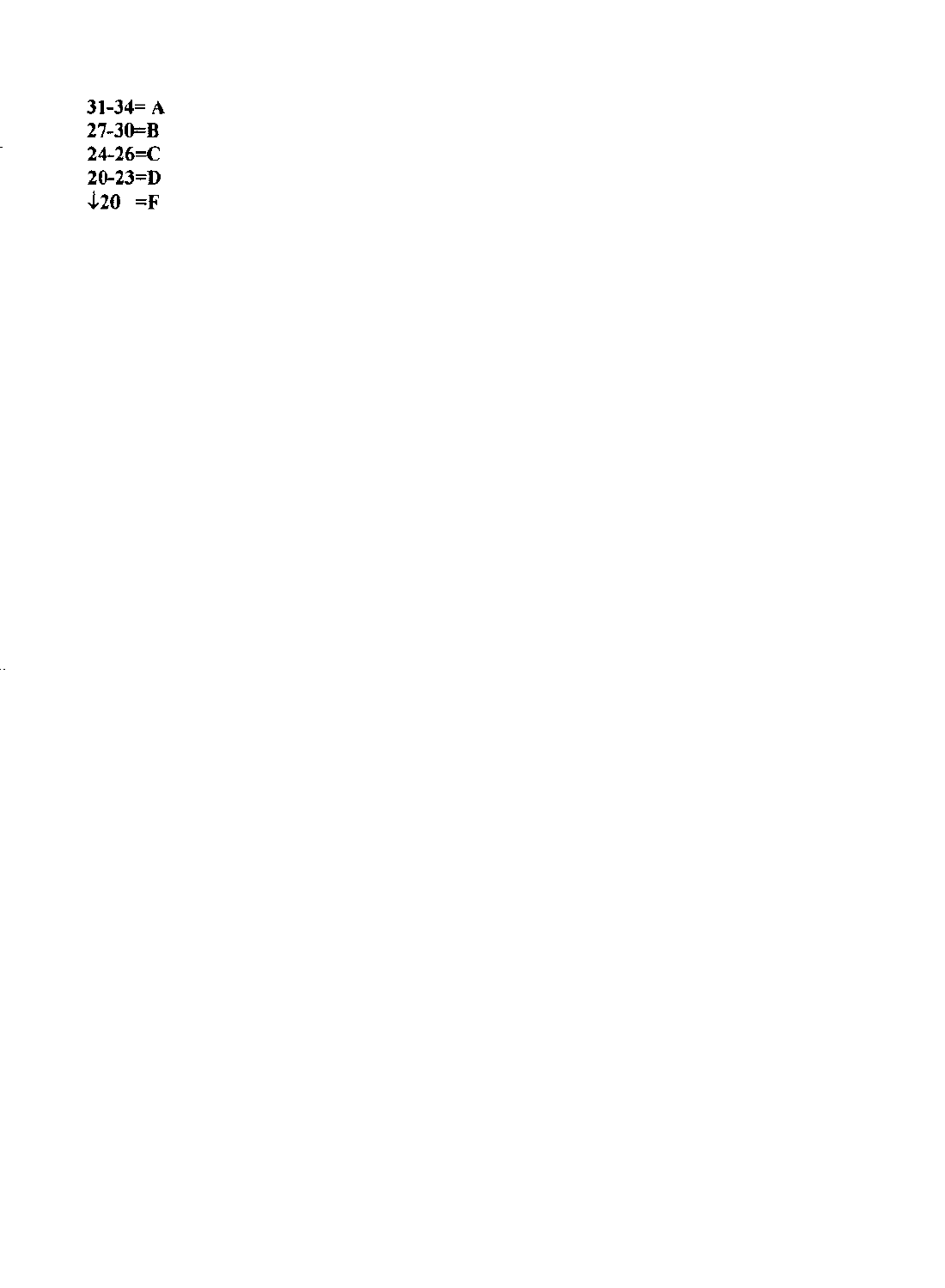**31-34= A**
**27-30=B**
**24-26=C**
**20-23=D**
**↓20 =F**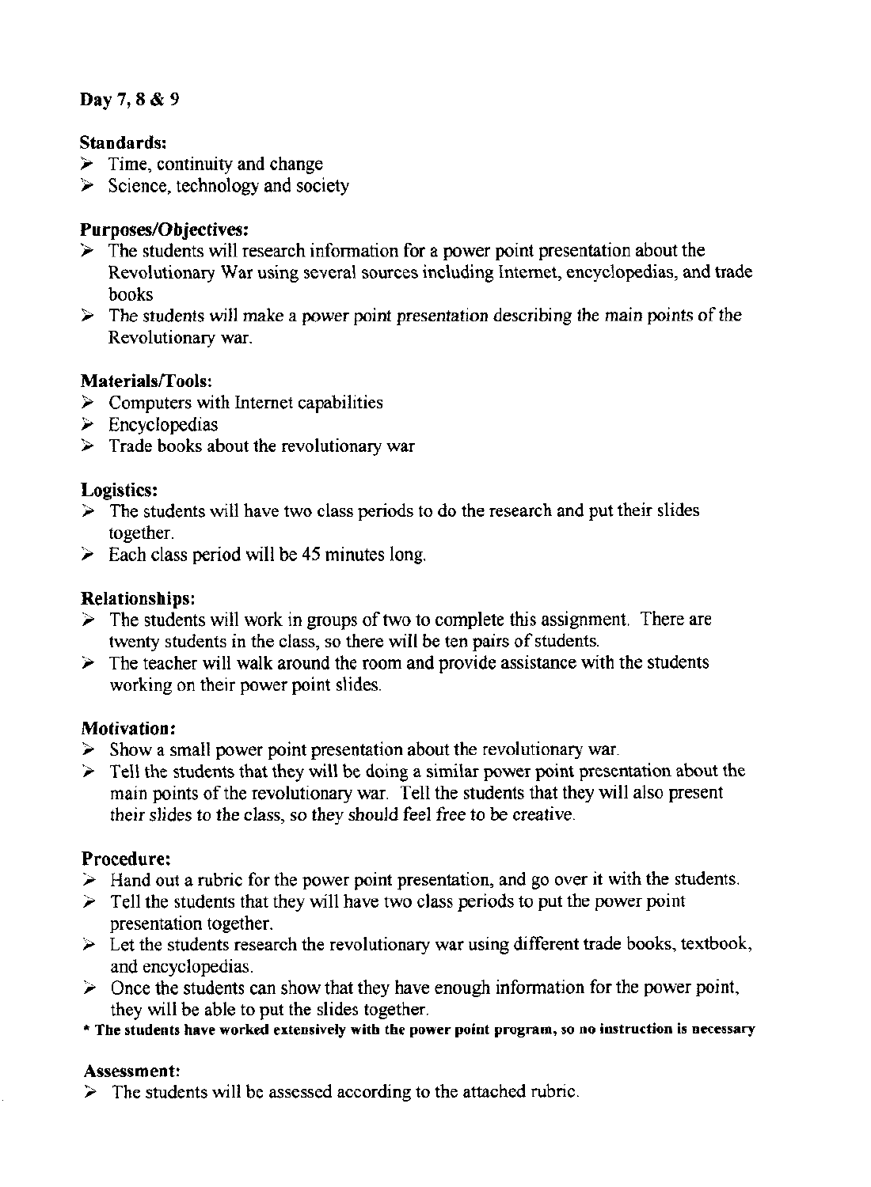**Day 7, 8 & 9**

**Standards:**
- Time, continuity and change
- Science, technology and society

**Purposes/Objectives:**
- The students will research information for a power point presentation about the Revolutionary War using several sources including Internet, encyclopedias, and trade books
- The students will make a power point presentation describing the main points of the Revolutionary war.

**Materials/Tools:**
- Computers with Internet capabilities
- Encyclopedias
- Trade books about the revolutionary war

**Logistics:**
- The students will have two class periods to do the research and put their slides together.
- Each class period will be 45 minutes long.

**Relationships:**
- The students will work in groups of two to complete this assignment. There are twenty students in the class, so there will be ten pairs of students.
- The teacher will walk around the room and provide assistance with the students working on their power point slides.

**Motivation:**
- Show a small power point presentation about the revolutionary war.
- Tell the students that they will be doing a similar power point presentation about the main points of the revolutionary war. Tell the students that they will also present their slides to the class, so they should feel free to be creative.

**Procedure:**
- Hand out a rubric for the power point presentation, and go over it with the students.
- Tell the students that they will have two class periods to put the power point presentation together.
- Let the students research the revolutionary war using different trade books, textbook, and encyclopedias.
- Once the students can show that they have enough information for the power point, they will be able to put the slides together.

**\* The students have worked extensively with the power point program, so no instruction is necessary**

**Assessment:**
- The students will be assessed according to the attached rubric.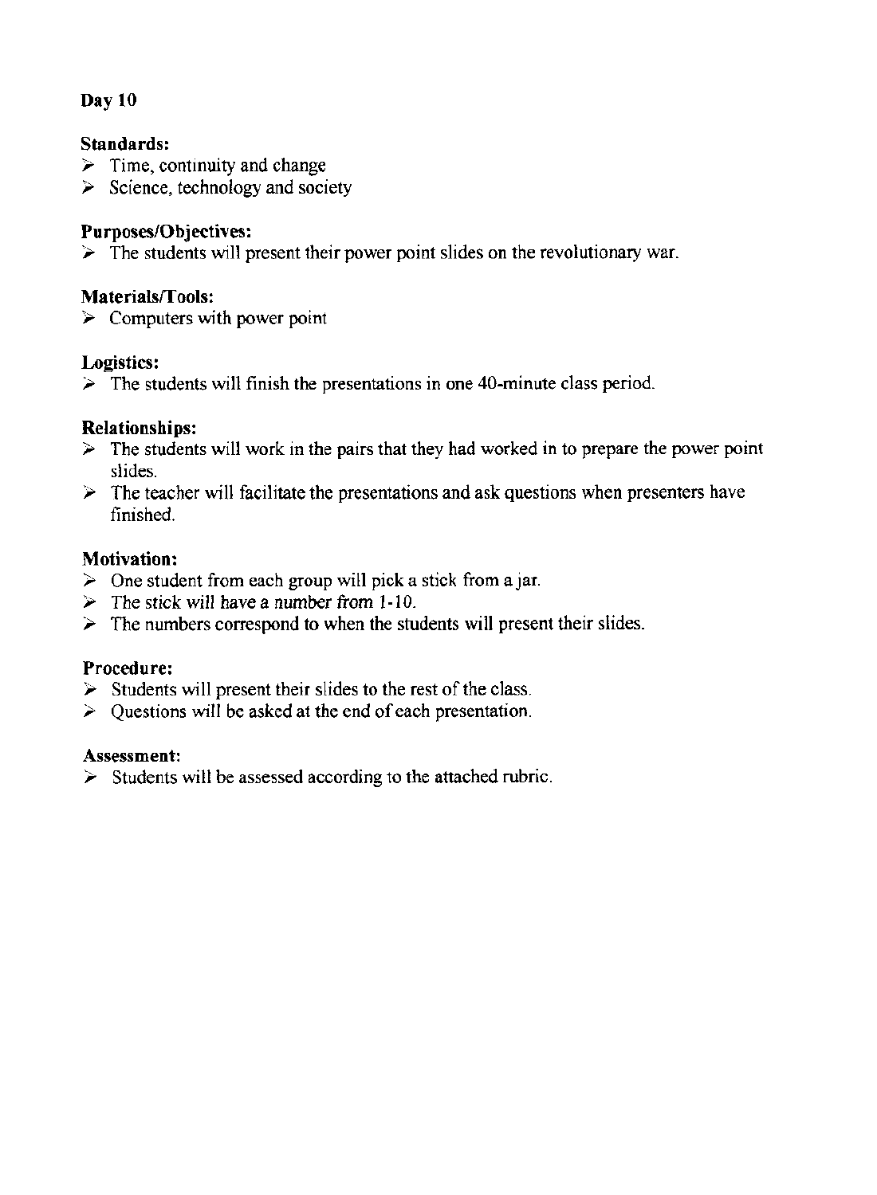**Day 10**

**Standards:**

- Time, continuity and change
- Science, technology and society

**Purposes/Objectives:**

- The students will present their power point slides on the revolutionary war.

**Materials/Tools:**

- Computers with power point

**Logistics:**

- The students will finish the presentations in one 40-minute class period.

**Relationships:**

- The students will work in the pairs that they had worked in to prepare the power point slides.
- The teacher will facilitate the presentations and ask questions when presenters have finished.

**Motivation:**

- One student from each group will pick a stick from a jar.
- The stick will have a number from 1-10.
- The numbers correspond to when the students will present their slides.

**Procedure:**

- Students will present their slides to the rest of the class.
- Questions will be asked at the end of each presentation.

**Assessment:**

- Students will be assessed according to the attached rubric.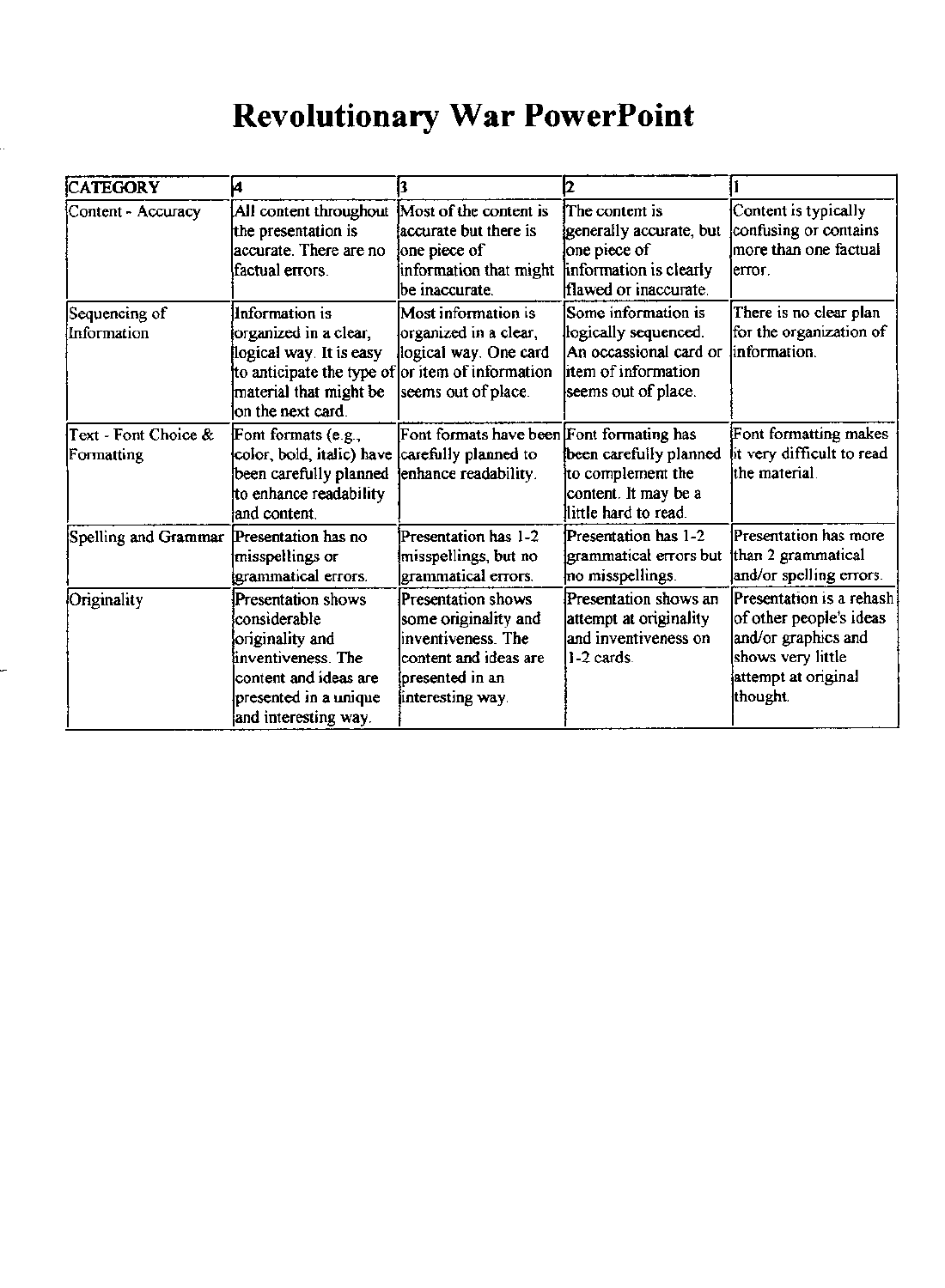# Revolutionary War PowerPoint

| CATEGORY | 4 | 3 | 2 | 1 |
|---|---|---|---|---|
| Content - Accuracy | All content throughout the presentation is accurate. There are no factual errors. | Most of the content is accurate but there is one piece of information that might be inaccurate. | The content is generally accurate, but one piece of information is clearly flawed or inaccurate. | Content is typically confusing or contains more than one factual error. |
| Sequencing of Information | Information is organized in a clear, logical way. It is easy to anticipate the type of material that might be on the next card. | Most information is organized in a clear, logical way. One card or item of information seems out of place. | Some information is logically sequenced. An occassional card or item of information seems out of place. | There is no clear plan for the organization of information. |
| Text - Font Choice & Formatting | Font formats (e.g., color, bold, italic) have been carefully planned to enhance readability and content. | Font formats have been carefully planned to enhance readability. | Font formating has been carefully planned to complement the content. It may be a little hard to read. | Font formatting makes it very difficult to read the material. |
| Spelling and Grammar | Presentation has no misspellings or grammatical errors. | Presentation has 1-2 misspellings, but no grammatical errors. | Presentation has 1-2 grammatical errors but no misspellings. | Presentation has more than 2 grammatical and/or spelling errors. |
| Originality | Presentation shows considerable originality and inventiveness. The content and ideas are presented in a unique and interesting way. | Presentation shows some originality and inventiveness. The content and ideas are presented in an interesting way. | Presentation shows an attempt at originality and inventiveness on 1-2 cards. | Presentation is a rehash of other people's ideas and/or graphics and shows very little attempt at original thought. |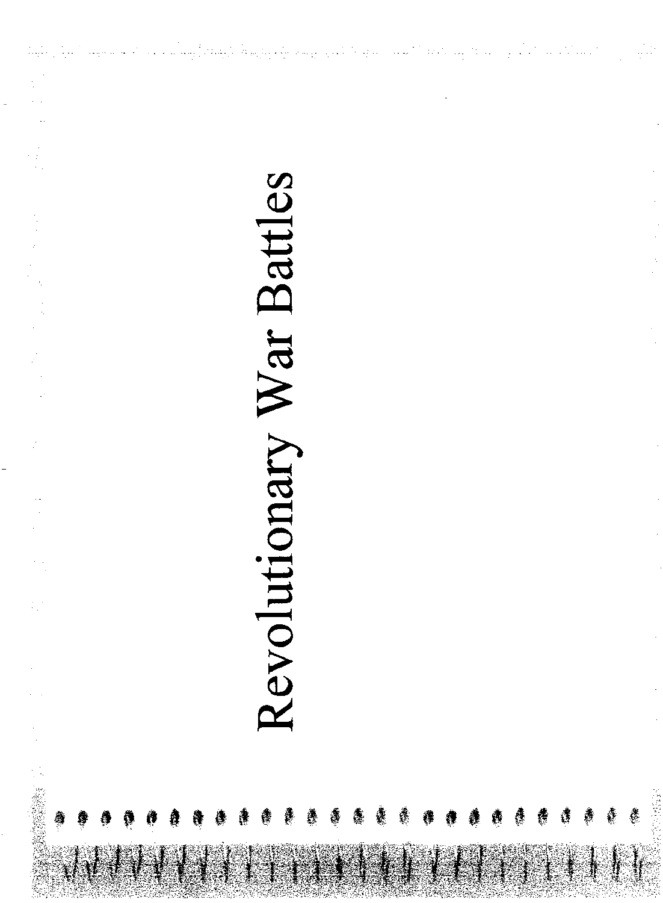# Revolutionary War Battles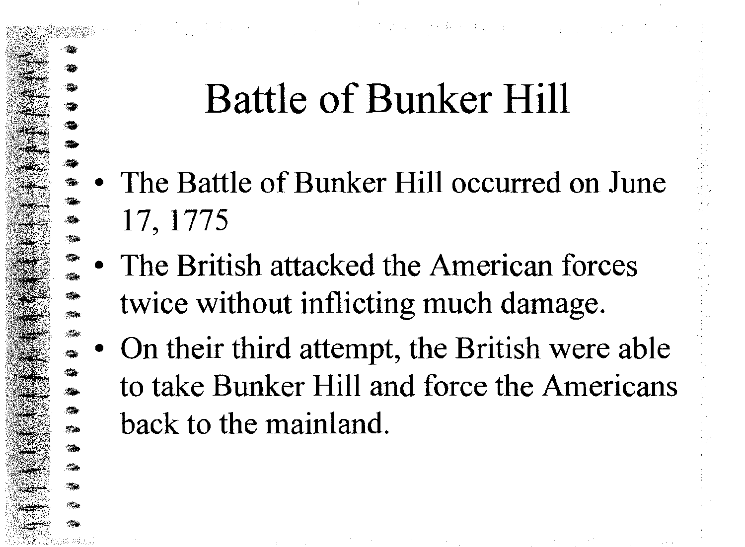# Battle of Bunker Hill

- The Battle of Bunker Hill occurred on June 17, 1775
- The British attacked the American forces twice without inflicting much damage.
- On their third attempt, the British were able to take Bunker Hill and force the Americans back to the mainland.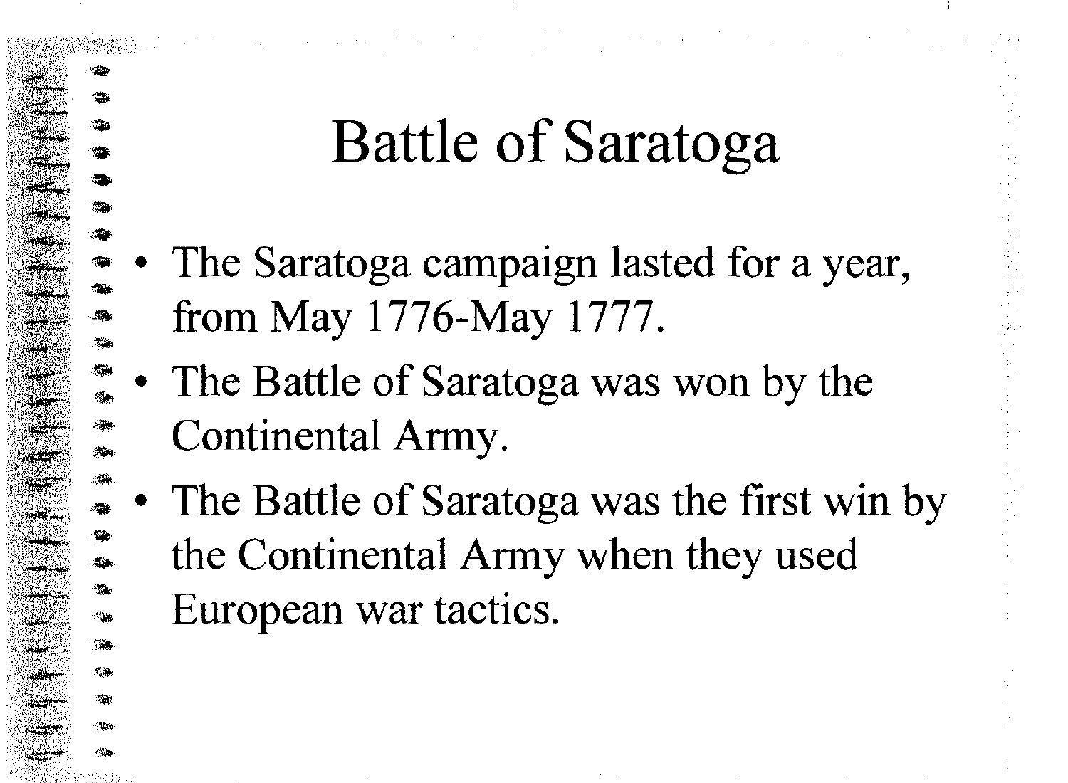# Battle of Saratoga

- The Saratoga campaign lasted for a year, from May 1776-May 1777.
- The Battle of Saratoga was won by the Continental Army.
- The Battle of Saratoga was the first win by the Continental Army when they used European war tactics.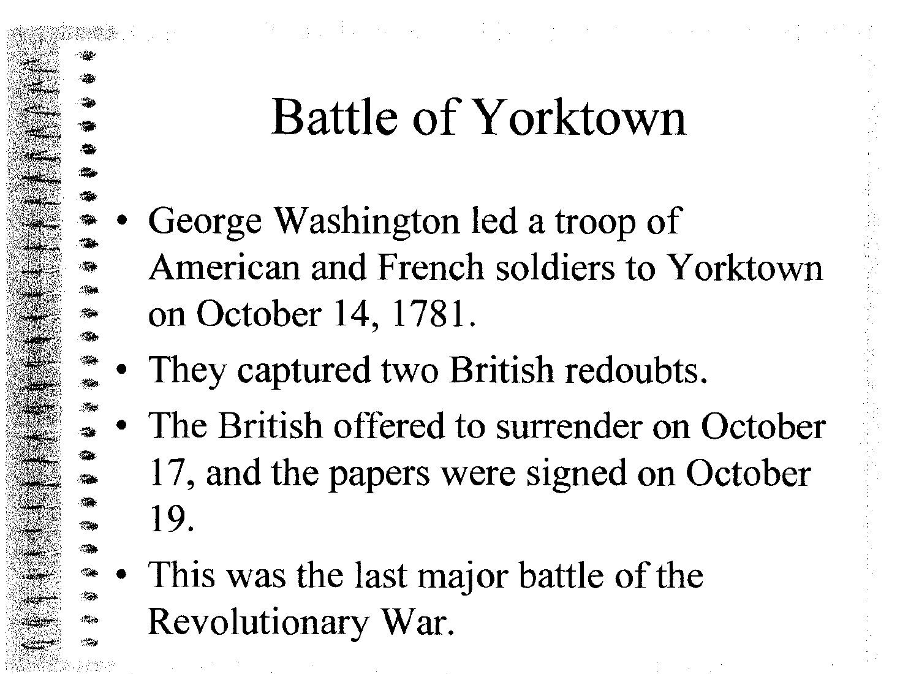# Battle of Yorktown

- George Washington led a troop of American and French soldiers to Yorktown on October 14, 1781.
- They captured two British redoubts.
- The British offered to surrender on October 17, and the papers were signed on October 19.
- This was the last major battle of the Revolutionary War.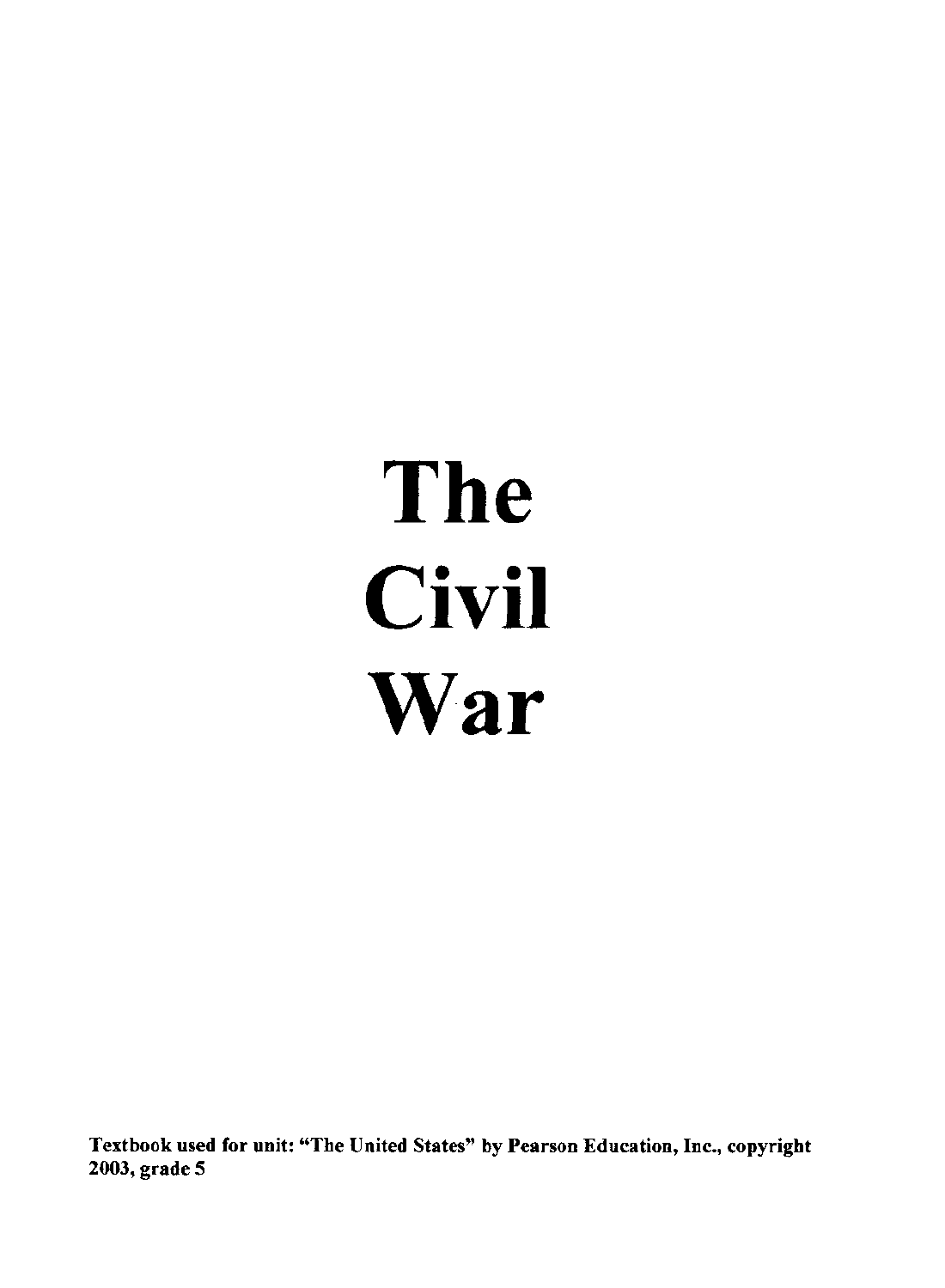# The Civil War

**Textbook used for unit: "The United States" by Pearson Education, Inc., copyright 2003, grade 5**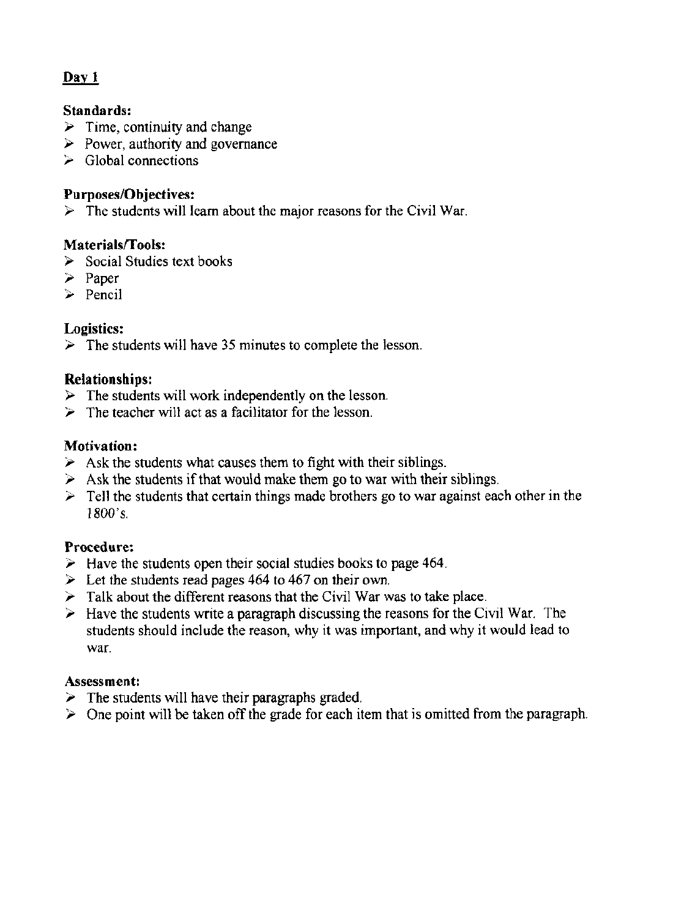## Day 1

**Standards:**
- Time, continuity and change
- Power, authority and governance
- Global connections

**Purposes/Objectives:**
- The students will learn about the major reasons for the Civil War.

**Materials/Tools:**
- Social Studies text books
- Paper
- Pencil

**Logistics:**
- The students will have 35 minutes to complete the lesson.

**Relationships:**
- The students will work independently on the lesson.
- The teacher will act as a facilitator for the lesson.

**Motivation:**
- Ask the students what causes them to fight with their siblings.
- Ask the students if that would make them go to war with their siblings.
- Tell the students that certain things made brothers go to war against each other in the 1800's.

**Procedure:**
- Have the students open their social studies books to page 464.
- Let the students read pages 464 to 467 on their own.
- Talk about the different reasons that the Civil War was to take place.
- Have the students write a paragraph discussing the reasons for the Civil War. The students should include the reason, why it was important, and why it would lead to war.

**Assessment:**
- The students will have their paragraphs graded.
- One point will be taken off the grade for each item that is omitted from the paragraph.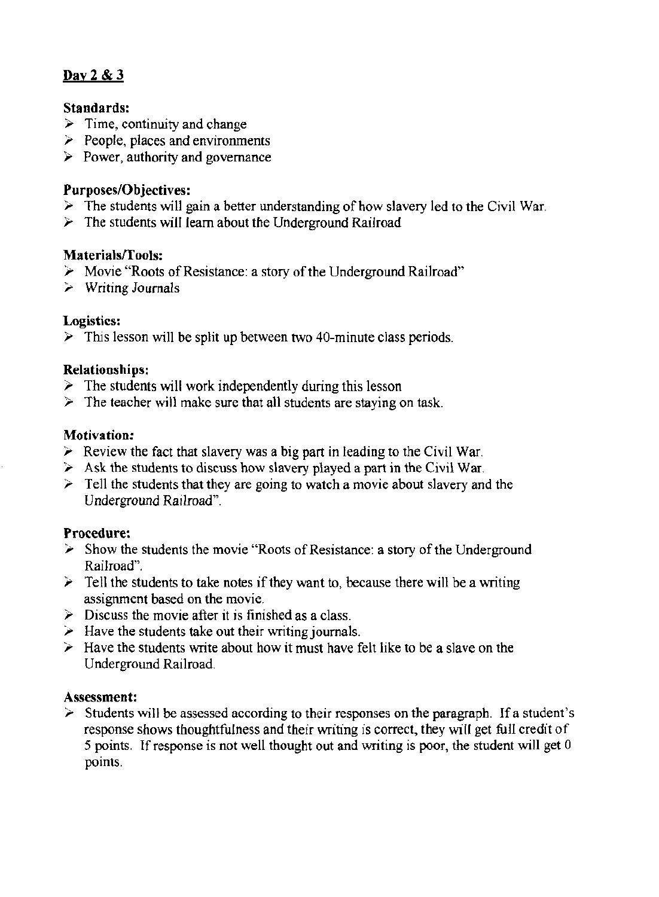## Day 2 & 3

**Standards:**

- Time, continuity and change
- People, places and environments
- Power, authority and governance

**Purposes/Objectives:**

- The students will gain a better understanding of how slavery led to the Civil War.
- The students will learn about the Underground Railroad

**Materials/Tools:**

- Movie "Roots of Resistance: a story of the Underground Railroad"
- Writing Journals

**Logistics:**

- This lesson will be split up between two 40-minute class periods.

**Relationships:**

- The students will work independently during this lesson
- The teacher will make sure that all students are staying on task.

**Motivation:**

- Review the fact that slavery was a big part in leading to the Civil War.
- Ask the students to discuss how slavery played a part in the Civil War.
- Tell the students that they are going to watch a movie about slavery and the Underground Railroad".

**Procedure:**

- Show the students the movie "Roots of Resistance: a story of the Underground Railroad".
- Tell the students to take notes if they want to, because there will be a writing assignment based on the movie.
- Discuss the movie after it is finished as a class.
- Have the students take out their writing journals.
- Have the students write about how it must have felt like to be a slave on the Underground Railroad.

**Assessment:**

- Students will be assessed according to their responses on the paragraph. If a student's response shows thoughtfulness and their writing is correct, they will get full credit of 5 points. If response is not well thought out and writing is poor, the student will get 0 points.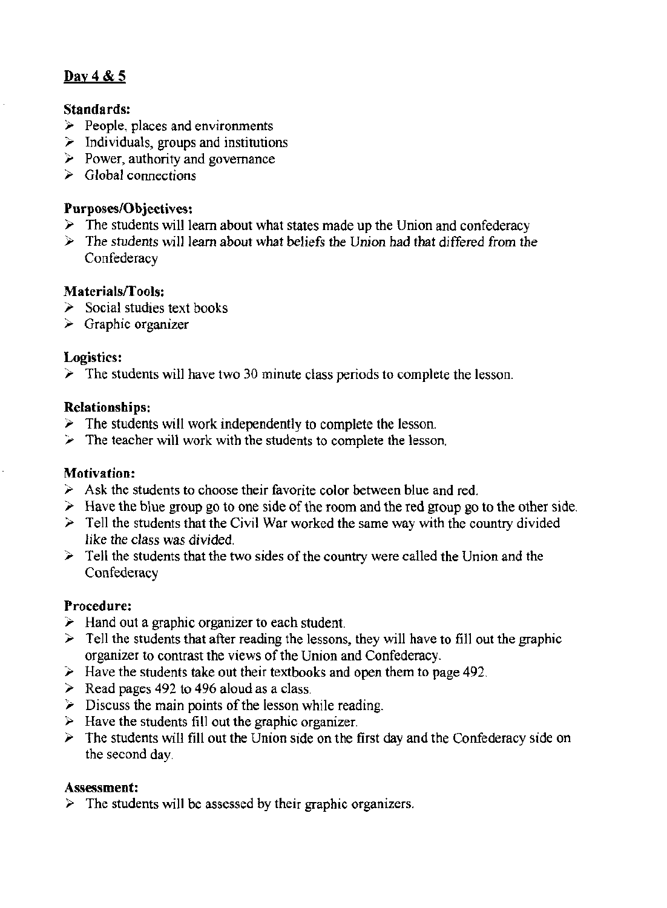## Day 4 & 5

**Standards:**

- People, places and environments
- Individuals, groups and institutions
- Power, authority and governance
- Global connections

**Purposes/Objectives:**

- The students will learn about what states made up the Union and confederacy
- The students will learn about what beliefs the Union had that differed from the Confederacy

**Materials/Tools:**

- Social studies text books
- Graphic organizer

**Logistics:**

- The students will have two 30 minute class periods to complete the lesson.

**Relationships:**

- The students will work independently to complete the lesson.
- The teacher will work with the students to complete the lesson.

**Motivation:**

- Ask the students to choose their favorite color between blue and red.
- Have the blue group go to one side of the room and the red group go to the other side.
- Tell the students that the Civil War worked the same way with the country divided like the class was divided.
- Tell the students that the two sides of the country were called the Union and the Confederacy

**Procedure:**

- Hand out a graphic organizer to each student.
- Tell the students that after reading the lessons, they will have to fill out the graphic organizer to contrast the views of the Union and Confederacy.
- Have the students take out their textbooks and open them to page 492.
- Read pages 492 to 496 aloud as a class.
- Discuss the main points of the lesson while reading.
- Have the students fill out the graphic organizer.
- The students will fill out the Union side on the first day and the Confederacy side on the second day.

**Assessment:**

- The students will be assessed by their graphic organizers.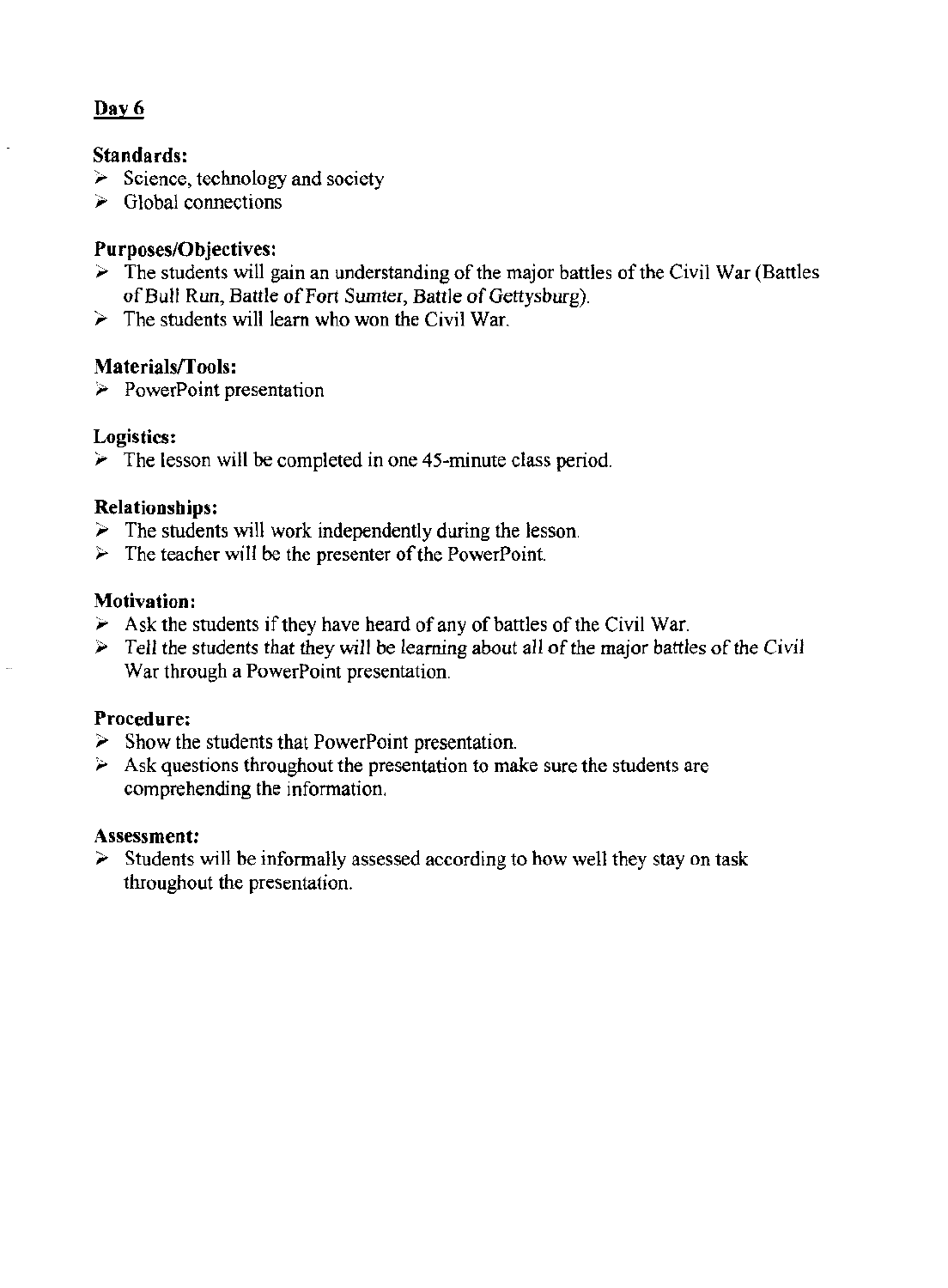## Day 6

**Standards:**
- Science, technology and society
- Global connections

**Purposes/Objectives:**
- The students will gain an understanding of the major battles of the Civil War (Battles of Bull Run, Battle of Fort Sumter, Battle of Gettysburg).
- The students will learn who won the Civil War.

**Materials/Tools:**
- PowerPoint presentation

**Logistics:**
- The lesson will be completed in one 45-minute class period.

**Relationships:**
- The students will work independently during the lesson.
- The teacher will be the presenter of the PowerPoint.

**Motivation:**
- Ask the students if they have heard of any of battles of the Civil War.
- Tell the students that they will be learning about all of the major battles of the Civil War through a PowerPoint presentation.

**Procedure:**
- Show the students that PowerPoint presentation.
- Ask questions throughout the presentation to make sure the students are comprehending the information.

**Assessment:**
- Students will be informally assessed according to how well they stay on task throughout the presentation.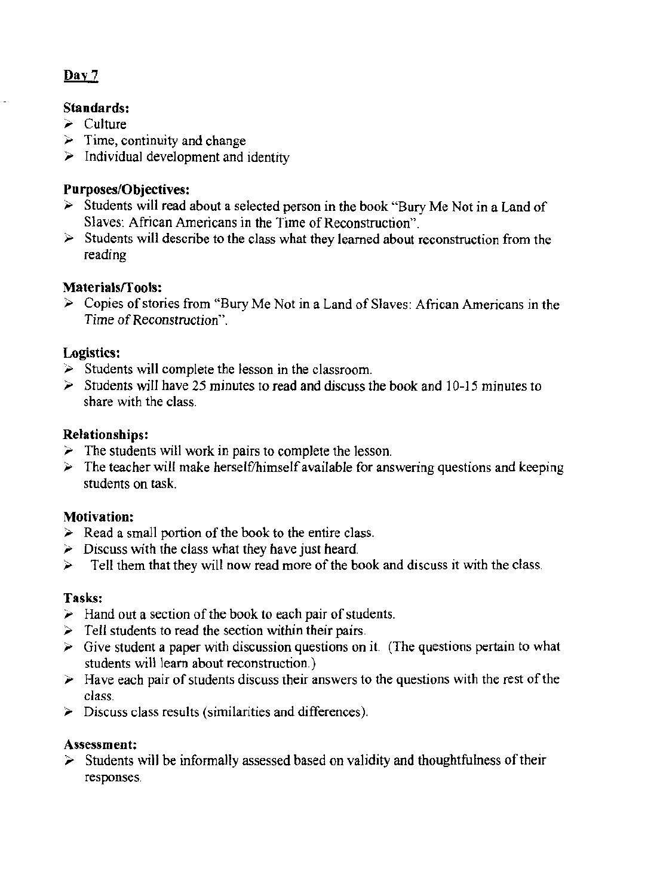## Day 7

**Standards:**

- Culture
- Time, continuity and change
- Individual development and identity

**Purposes/Objectives:**

- Students will read about a selected person in the book "Bury Me Not in a Land of Slaves: African Americans in the Time of Reconstruction".
- Students will describe to the class what they learned about reconstruction from the reading

**Materials/Tools:**

- Copies of stories from "Bury Me Not in a Land of Slaves: African Americans in the *Time of Reconstruction*".

**Logistics:**

- Students will complete the lesson in the classroom.
- Students will have 25 minutes to read and discuss the book and 10-15 minutes to share with the class.

**Relationships:**

- The students will work in pairs to complete the lesson.
- The teacher will make herself/himself available for answering questions and keeping students on task.

**Motivation:**

- Read a small portion of the book to the entire class.
- Discuss with the class what they have just heard.
- Tell them that they will now read more of the book and discuss it with the class.

**Tasks:**

- Hand out a section of the book to each pair of students.
- Tell students to read the section within their pairs.
- Give student a paper with discussion questions on it. (The questions pertain to what students will learn about reconstruction.)
- Have each pair of students discuss their answers to the questions with the rest of the class.
- Discuss class results (similarities and differences).

**Assessment:**

- Students will be informally assessed based on validity and thoughtfulness of their responses.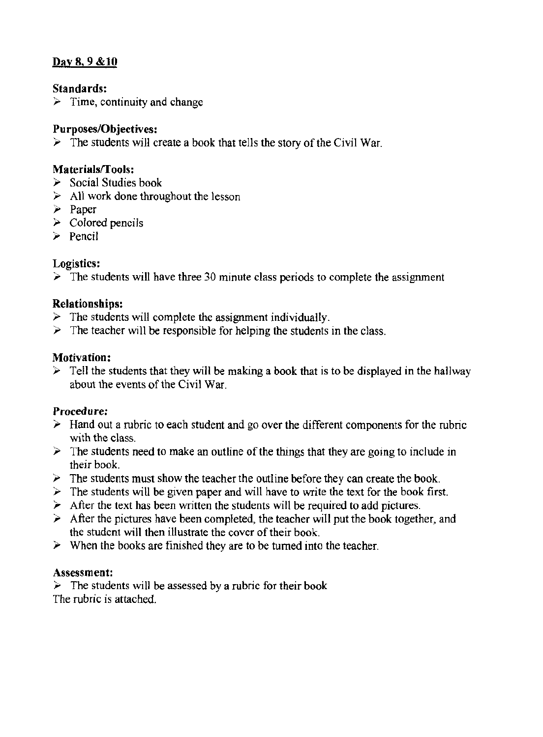## Day 8, 9 &10

**Standards:**
- Time, continuity and change

**Purposes/Objectives:**
- The students will create a book that tells the story of the Civil War.

**Materials/Tools:**
- Social Studies book
- All work done throughout the lesson
- Paper
- Colored pencils
- Pencil

**Logistics:**
- The students will have three 30 minute class periods to complete the assignment

**Relationships:**
- The students will complete the assignment individually.
- The teacher will be responsible for helping the students in the class.

**Motivation:**
- Tell the students that they will be making a book that is to be displayed in the hallway about the events of the Civil War.

**Procedure:**
- Hand out a rubric to each student and go over the different components for the rubric with the class.
- The students need to make an outline of the things that they are going to include in their book.
- The students must show the teacher the outline before they can create the book.
- The students will be given paper and will have to write the text for the book first.
- After the text has been written the students will be required to add pictures.
- After the pictures have been completed, the teacher will put the book together, and the student will then illustrate the cover of their book.
- When the books are finished they are to be turned into the teacher.

**Assessment:**
- The students will be assessed by a rubric for their book

The rubric is attached.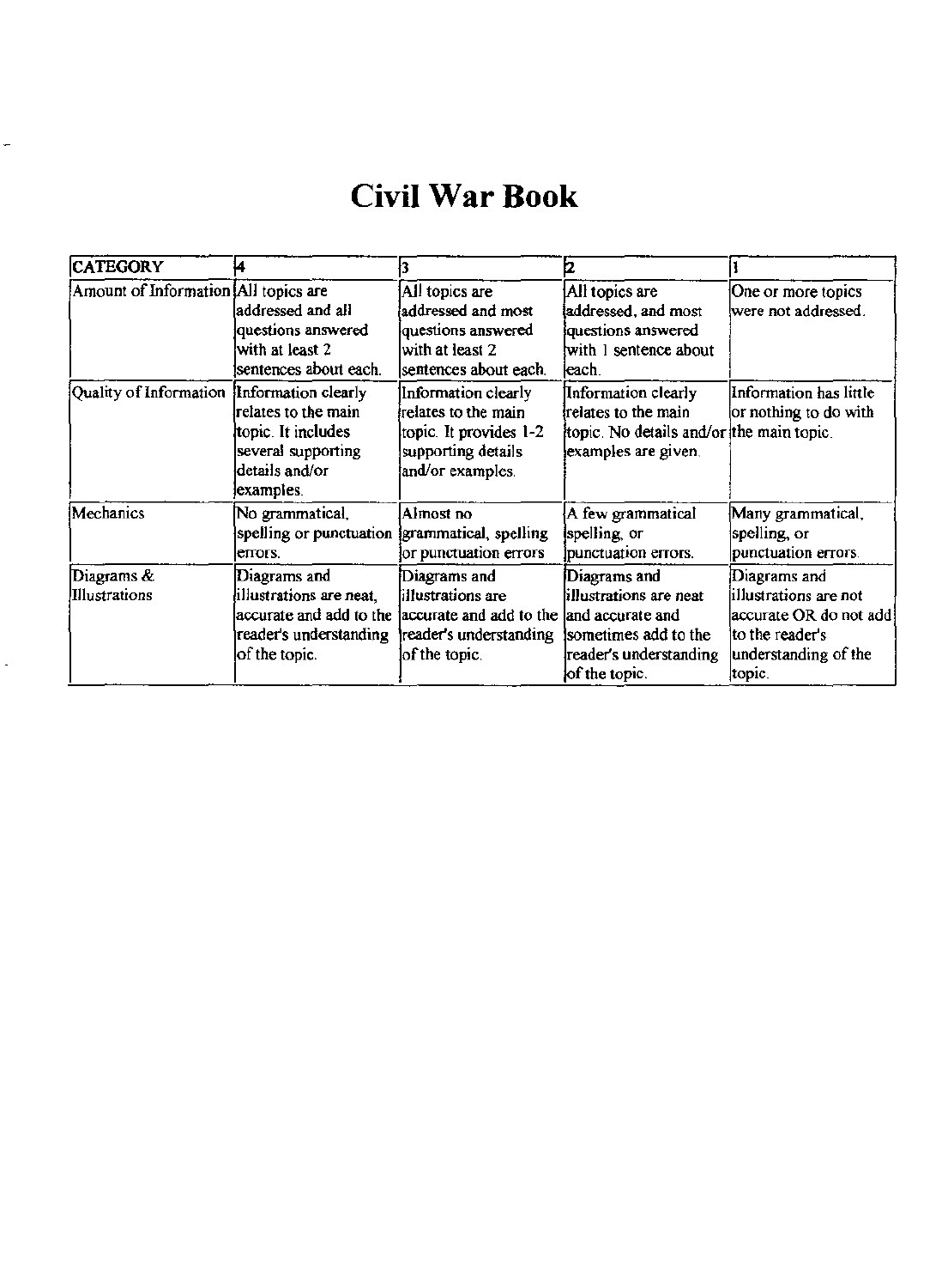# Civil War Book

| CATEGORY | 4 | 3 | 2 | 1 |
|---|---|---|---|---|
| Amount of Information | All topics are addressed and all questions answered with at least 2 sentences about each. | All topics are addressed and most questions answered with at least 2 sentences about each. | All topics are addressed, and most questions answered with 1 sentence about each. | One or more topics were not addressed. |
| Quality of Information | Information clearly relates to the main topic. It includes several supporting details and/or examples. | Information clearly relates to the main topic. It provides 1-2 supporting details and/or examples. | Information clearly relates to the main topic. No details and/or examples are given. | Information has little or nothing to do with the main topic. |
| Mechanics | No grammatical, spelling or punctuation errors. | Almost no grammatical, spelling or punctuation errors | A few grammatical spelling, or punctuation errors. | Many grammatical, spelling, or punctuation errors. |
| Diagrams & Illustrations | Diagrams and illustrations are neat, accurate and add to the reader's understanding of the topic. | Diagrams and illustrations are accurate and add to the reader's understanding of the topic. | Diagrams and illustrations are neat and accurate and sometimes add to the reader's understanding of the topic. | Diagrams and illustrations are not accurate OR do not add to the reader's understanding of the topic. |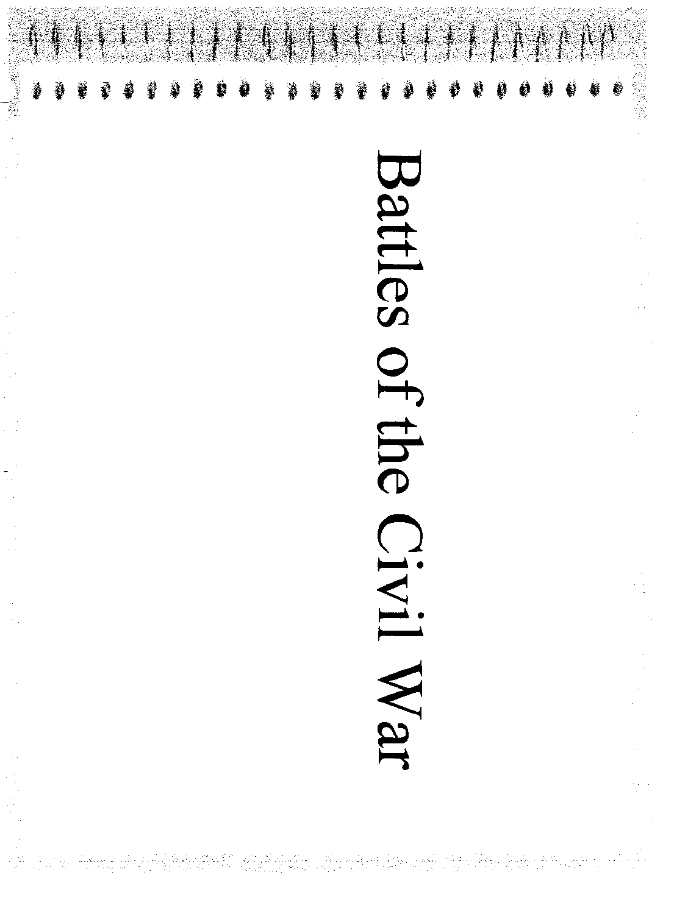# Battles of the Civil War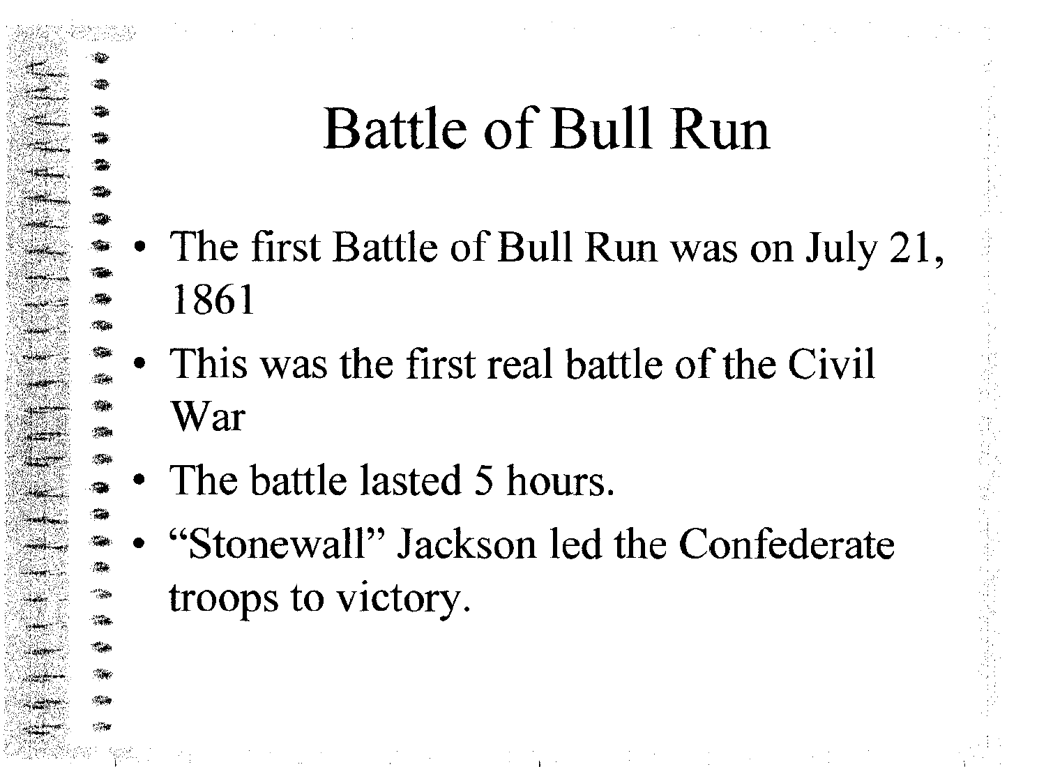# Battle of Bull Run

- The first Battle of Bull Run was on July 21, 1861
- This was the first real battle of the Civil War
- The battle lasted 5 hours.
- "Stonewall" Jackson led the Confederate troops to victory.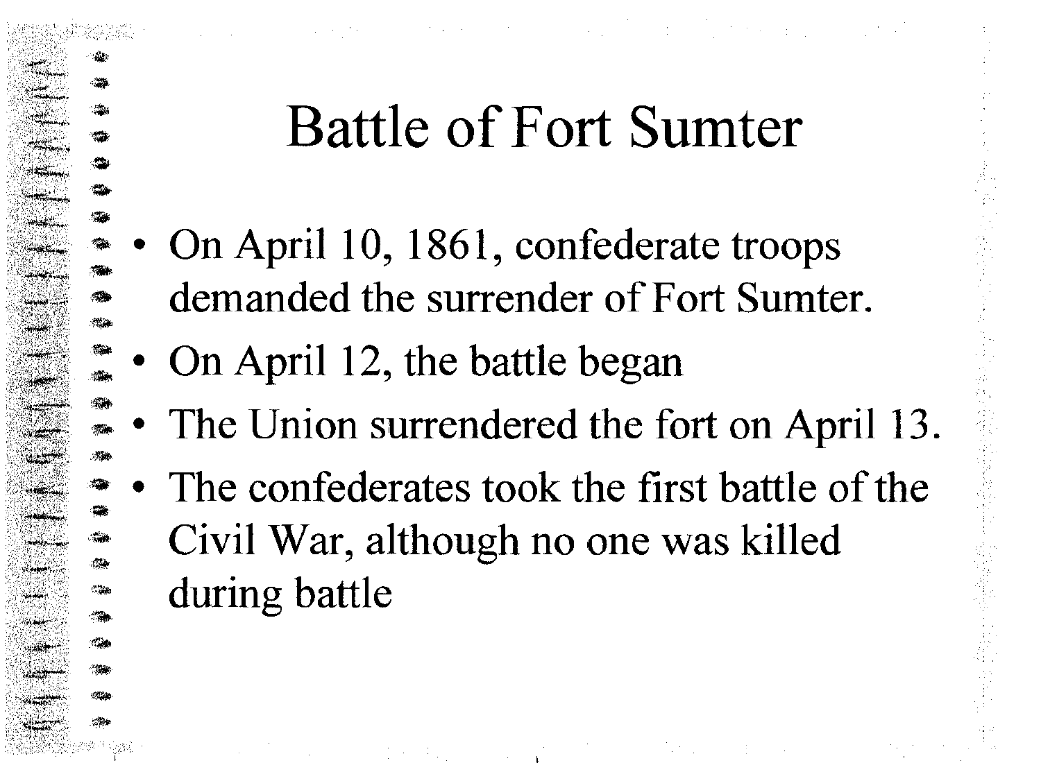# Battle of Fort Sumter

- On April 10, 1861, confederate troops demanded the surrender of Fort Sumter.
- On April 12, the battle began
- The Union surrendered the fort on April 13.
- The confederates took the first battle of the Civil War, although no one was killed during battle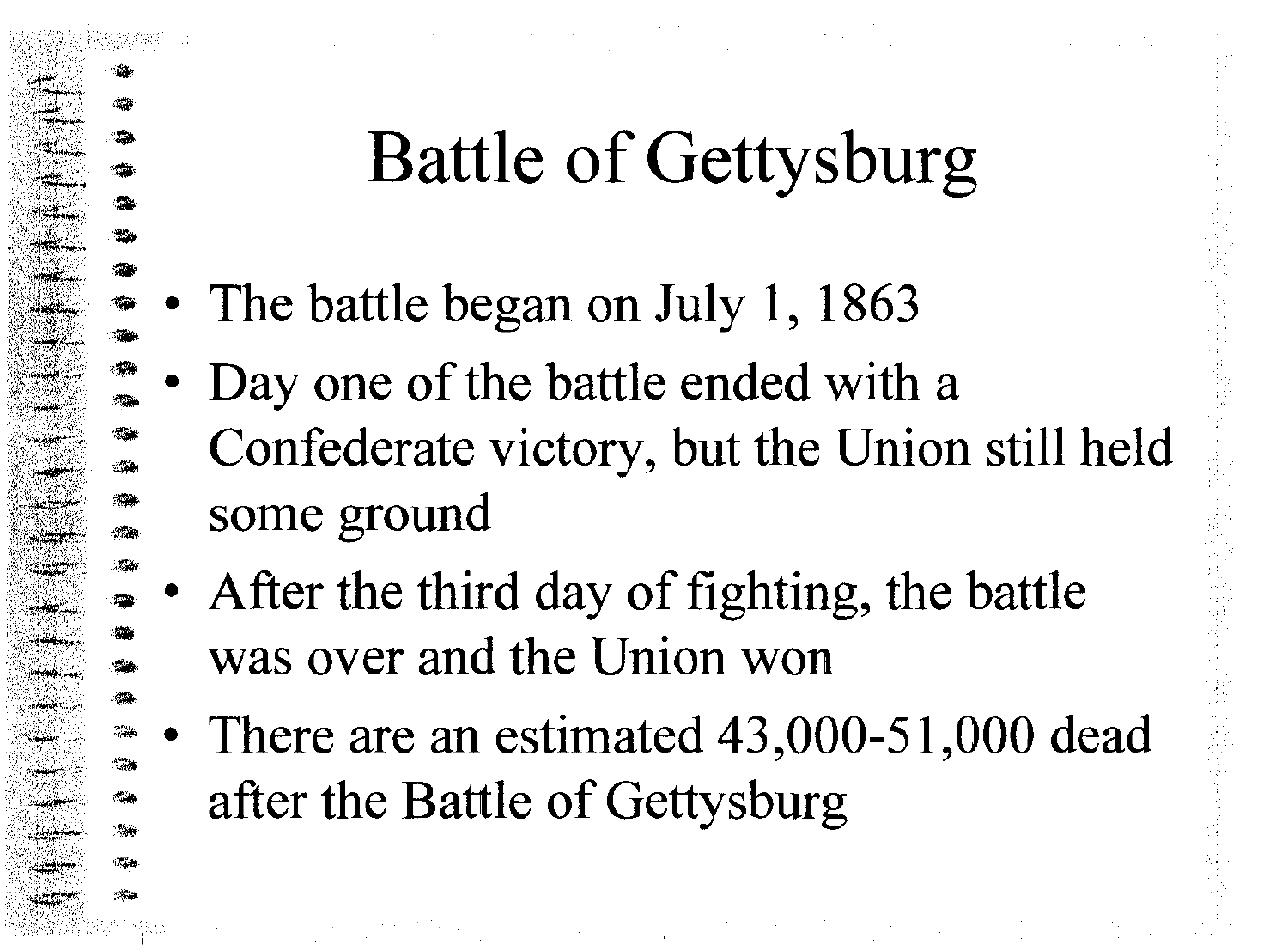# Battle of Gettysburg

- The battle began on July 1, 1863
- Day one of the battle ended with a Confederate victory, but the Union still held some ground
- After the third day of fighting, the battle was over and the Union won
- There are an estimated 43,000-51,000 dead after the Battle of Gettysburg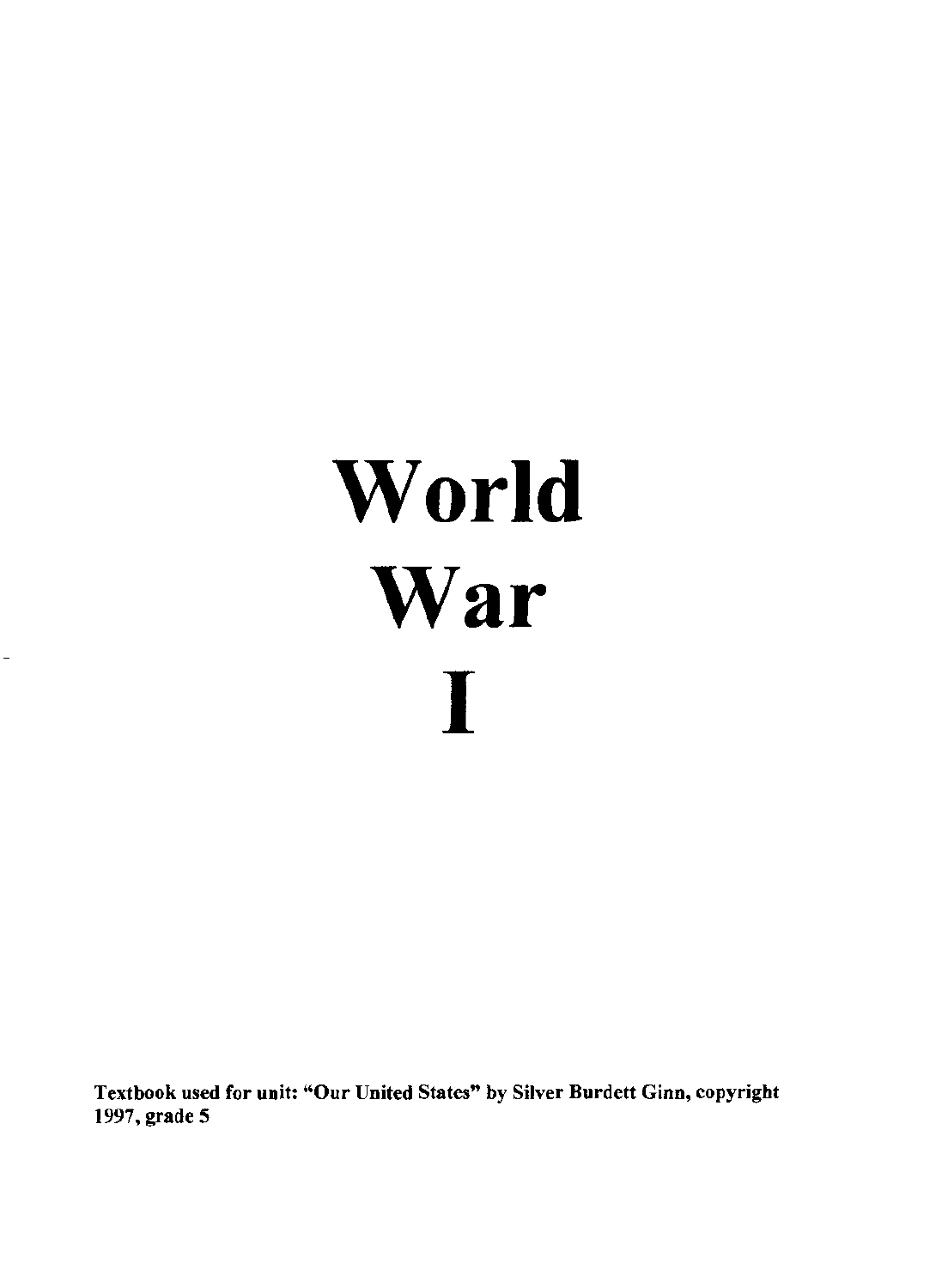# World War I

**Textbook used for unit: "Our United States" by Silver Burdett Ginn, copyright 1997, grade 5**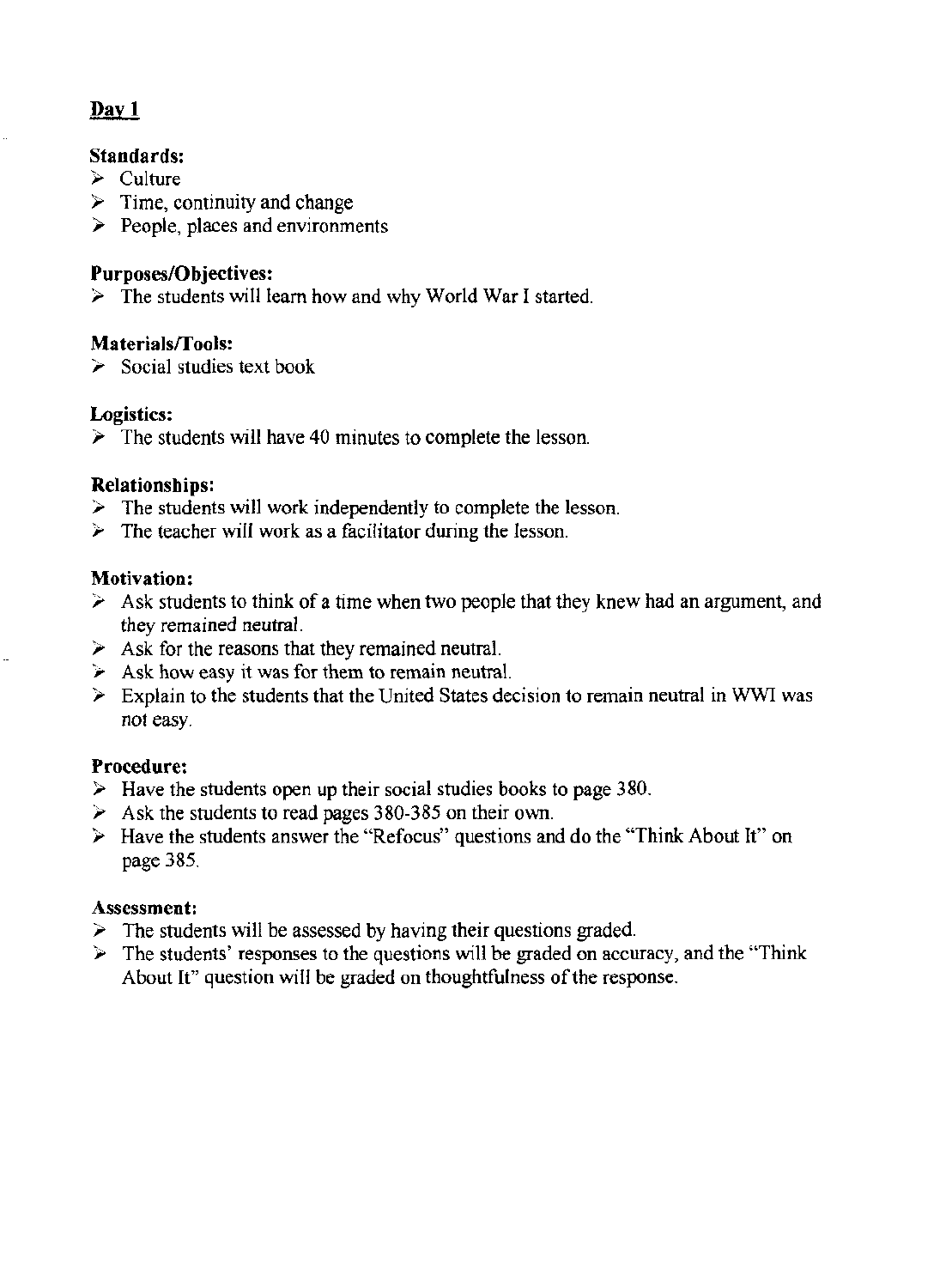# Day 1

**Standards:**
- Culture
- Time, continuity and change
- People, places and environments

**Purposes/Objectives:**
- The students will learn how and why World War I started.

**Materials/Tools:**
- Social studies text book

**Logistics:**
- The students will have 40 minutes to complete the lesson.

**Relationships:**
- The students will work independently to complete the lesson.
- The teacher will work as a facilitator during the lesson.

**Motivation:**
- Ask students to think of a time when two people that they knew had an argument, and they remained neutral.
- Ask for the reasons that they remained neutral.
- Ask how easy it was for them to remain neutral.
- Explain to the students that the United States decision to remain neutral in WWI was not easy.

**Procedure:**
- Have the students open up their social studies books to page 380.
- Ask the students to read pages 380-385 on their own.
- Have the students answer the "Refocus" questions and do the "Think About It" on page 385.

**Assessment:**
- The students will be assessed by having their questions graded.
- The students' responses to the questions will be graded on accuracy, and the "Think About It" question will be graded on thoughtfulness of the response.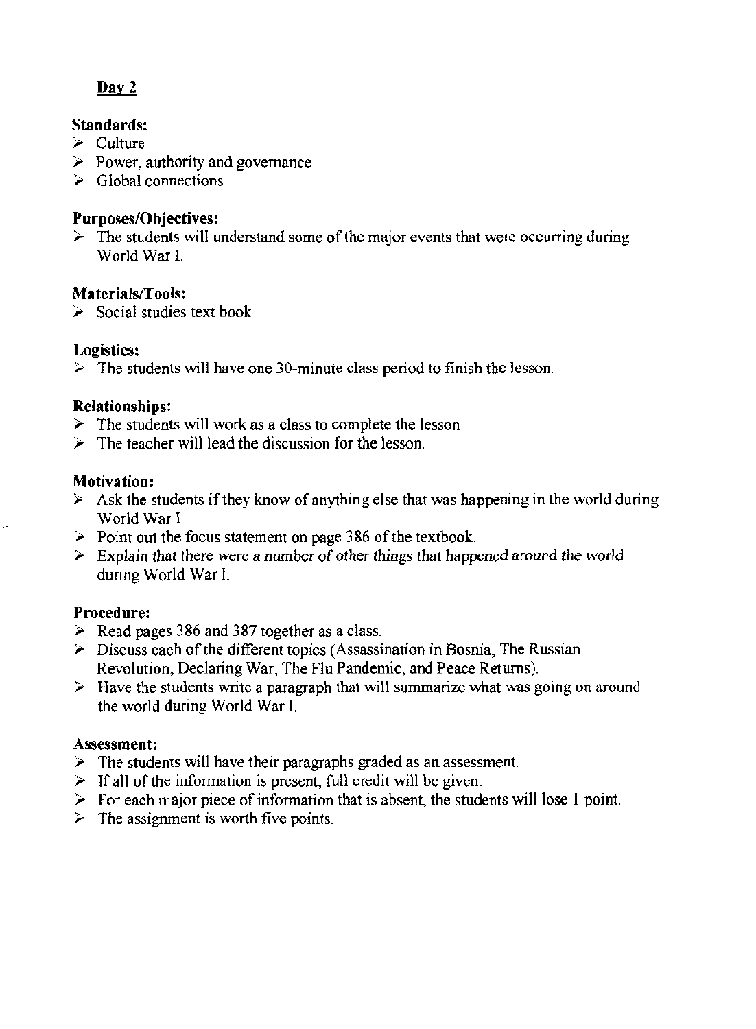## Day 2

**Standards:**
- Culture
- Power, authority and governance
- Global connections

**Purposes/Objectives:**
- The students will understand some of the major events that were occurring during World War I.

**Materials/Tools:**
- Social studies text book

**Logistics:**
- The students will have one 30-minute class period to finish the lesson.

**Relationships:**
- The students will work as a class to complete the lesson.
- The teacher will lead the discussion for the lesson.

**Motivation:**
- Ask the students if they know of anything else that was happening in the world during World War I.
- Point out the focus statement on page 386 of the textbook.
- *Explain that there were a number of other things that happened around the world during World War I.*

**Procedure:**
- Read pages 386 and 387 together as a class.
- Discuss each of the different topics (Assassination in Bosnia, The Russian Revolution, Declaring War, The Flu Pandemic, and Peace Returns).
- Have the students write a paragraph that will summarize what was going on around the world during World War I.

**Assessment:**
- The students will have their paragraphs graded as an assessment.
- If all of the information is present, full credit will be given.
- For each major piece of information that is absent, the students will lose 1 point.
- The assignment is worth five points.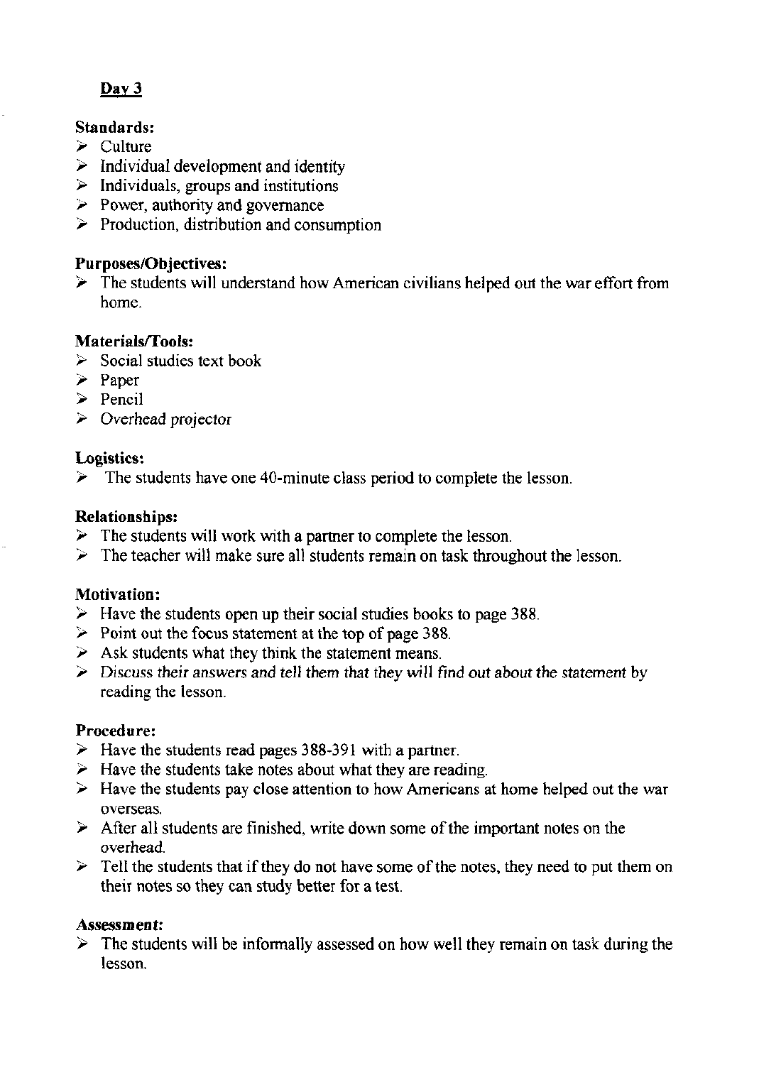## Day 3

**Standards:**

- Culture
- Individual development and identity
- Individuals, groups and institutions
- Power, authority and governance
- Production, distribution and consumption

**Purposes/Objectives:**

- The students will understand how American civilians helped out the war effort from home.

**Materials/Tools:**

- Social studies text book
- Paper
- Pencil
- Overhead projector

**Logistics:**

- The students have one 40-minute class period to complete the lesson.

**Relationships:**

- The students will work with a partner to complete the lesson.
- The teacher will make sure all students remain on task throughout the lesson.

**Motivation:**

- Have the students open up their social studies books to page 388.
- Point out the focus statement at the top of page 388.
- Ask students what they think the statement means.
- Discuss their answers and tell them that they will find out about the statement by reading the lesson.

**Procedure:**

- Have the students read pages 388-391 with a partner.
- Have the students take notes about what they are reading.
- Have the students pay close attention to how Americans at home helped out the war overseas.
- After all students are finished, write down some of the important notes on the overhead.
- Tell the students that if they do not have some of the notes, they need to put them on their notes so they can study better for a test.

**Assessment:**

- The students will be informally assessed on how well they remain on task during the lesson.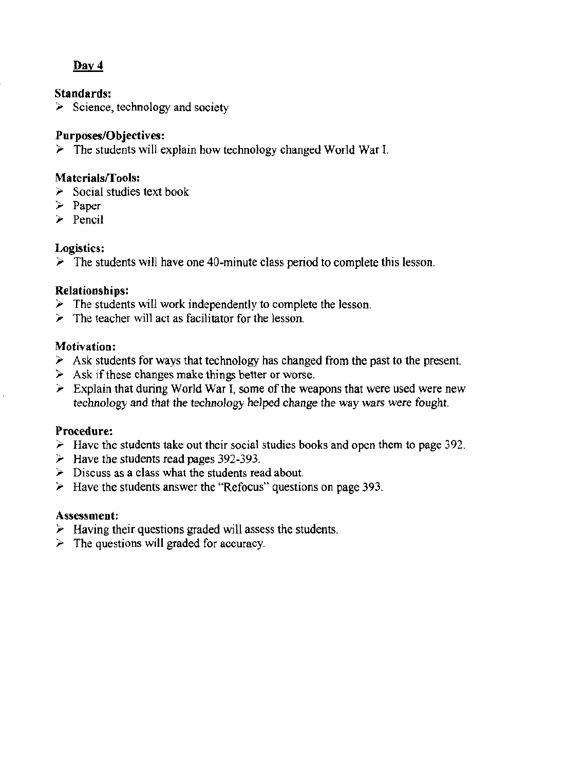## Day 4

**Standards:**

- Science, technology and society

**Purposes/Objectives:**

- The students will explain how technology changed World War I.

**Materials/Tools:**

- Social studies text book
- Paper
- Pencil

**Logistics:**

- The students will have one 40-minute class period to complete this lesson.

**Relationships:**

- The students will work independently to complete the lesson.
- The teacher will act as facilitator for the lesson.

**Motivation:**

- Ask students for ways that technology has changed from the past to the present.
- Ask if these changes make things better or worse.
- Explain that during World War I, some of the weapons that were used were new technology and that the technology helped change the way wars were fought.

**Procedure:**

- Have the students take out their social studies books and open them to page 392.
- Have the students read pages 392-393.
- Discuss as a class what the students read about.
- Have the students answer the "Refocus" questions on page 393.

**Assessment:**

- Having their questions graded will assess the students.
- The questions will graded for accuracy.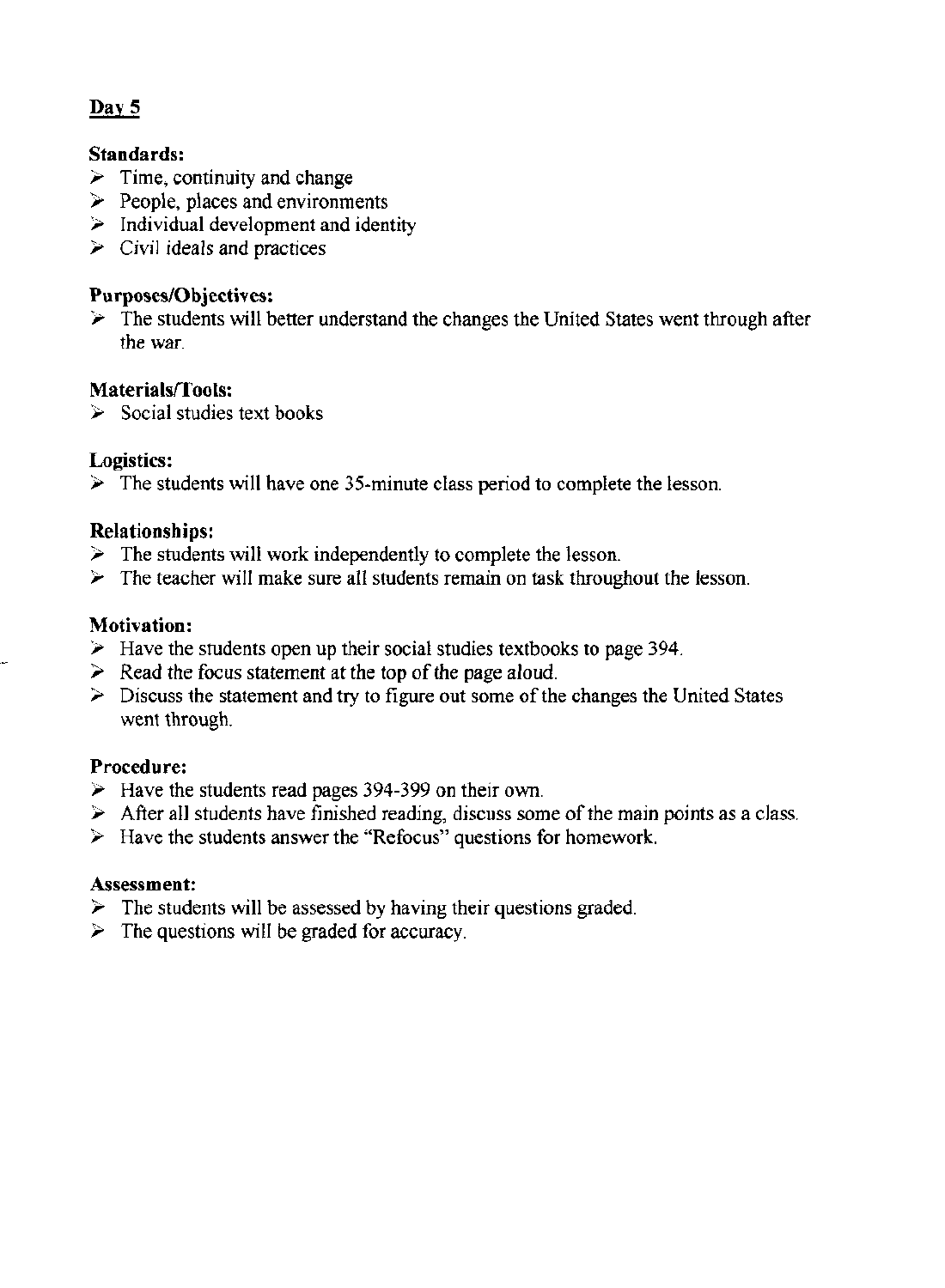## Day 5

**Standards:**

- Time, continuity and change
- People, places and environments
- Individual development and identity
- Civil ideals and practices

**Purposes/Objectives:**

- The students will better understand the changes the United States went through after the war.

**Materials/Tools:**

- Social studies text books

**Logistics:**

- The students will have one 35-minute class period to complete the lesson.

**Relationships:**

- The students will work independently to complete the lesson.
- The teacher will make sure all students remain on task throughout the lesson.

**Motivation:**

- Have the students open up their social studies textbooks to page 394.
- Read the focus statement at the top of the page aloud.
- Discuss the statement and try to figure out some of the changes the United States went through.

**Procedure:**

- Have the students read pages 394-399 on their own.
- After all students have finished reading, discuss some of the main points as a class.
- Have the students answer the "Refocus" questions for homework.

**Assessment:**

- The students will be assessed by having their questions graded.
- The questions will be graded for accuracy.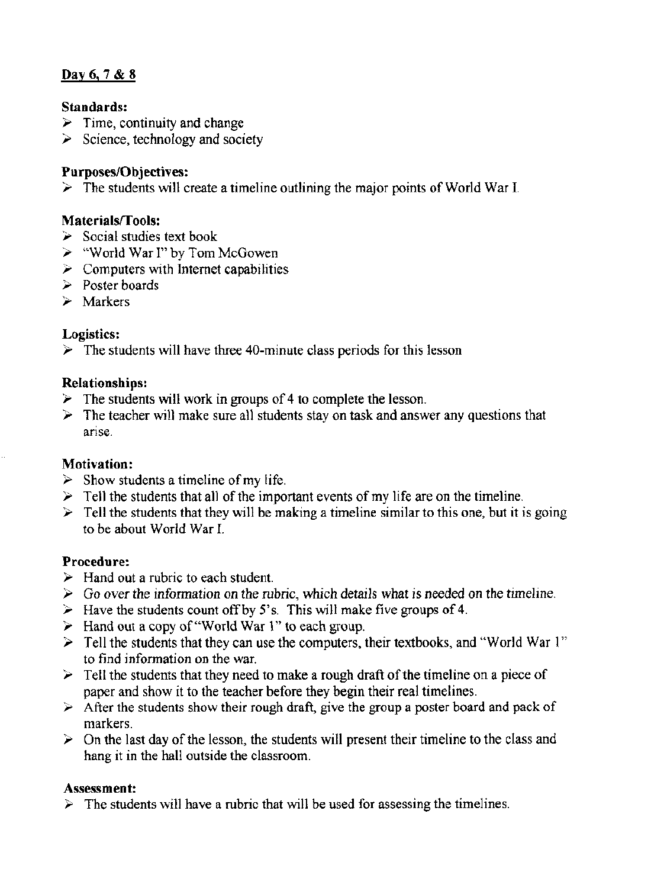## Day 6, 7 & 8

**Standards:**

- Time, continuity and change
- Science, technology and society

**Purposes/Objectives:**

- The students will create a timeline outlining the major points of World War I.

**Materials/Tools:**

- Social studies text book
- "World War I" by Tom McGowen
- Computers with Internet capabilities
- Poster boards
- Markers

**Logistics:**

- The students will have three 40-minute class periods for this lesson

**Relationships:**

- The students will work in groups of 4 to complete the lesson.
- The teacher will make sure all students stay on task and answer any questions that arise.

**Motivation:**

- Show students a timeline of my life.
- Tell the students that all of the important events of my life are on the timeline.
- Tell the students that they will be making a timeline similar to this one, but it is going to be about World War I.

**Procedure:**

- Hand out a rubric to each student.
- Go over the information on the rubric, which details what is needed on the timeline.
- Have the students count off by 5's. This will make five groups of 4.
- Hand out a copy of "World War 1" to each group.
- Tell the students that they can use the computers, their textbooks, and "World War 1" to find information on the war.
- Tell the students that they need to make a rough draft of the timeline on a piece of paper and show it to the teacher before they begin their real timelines.
- After the students show their rough draft, give the group a poster board and pack of markers.
- On the last day of the lesson, the students will present their timeline to the class and hang it in the hall outside the classroom.

**Assessment:**

- The students will have a rubric that will be used for assessing the timelines.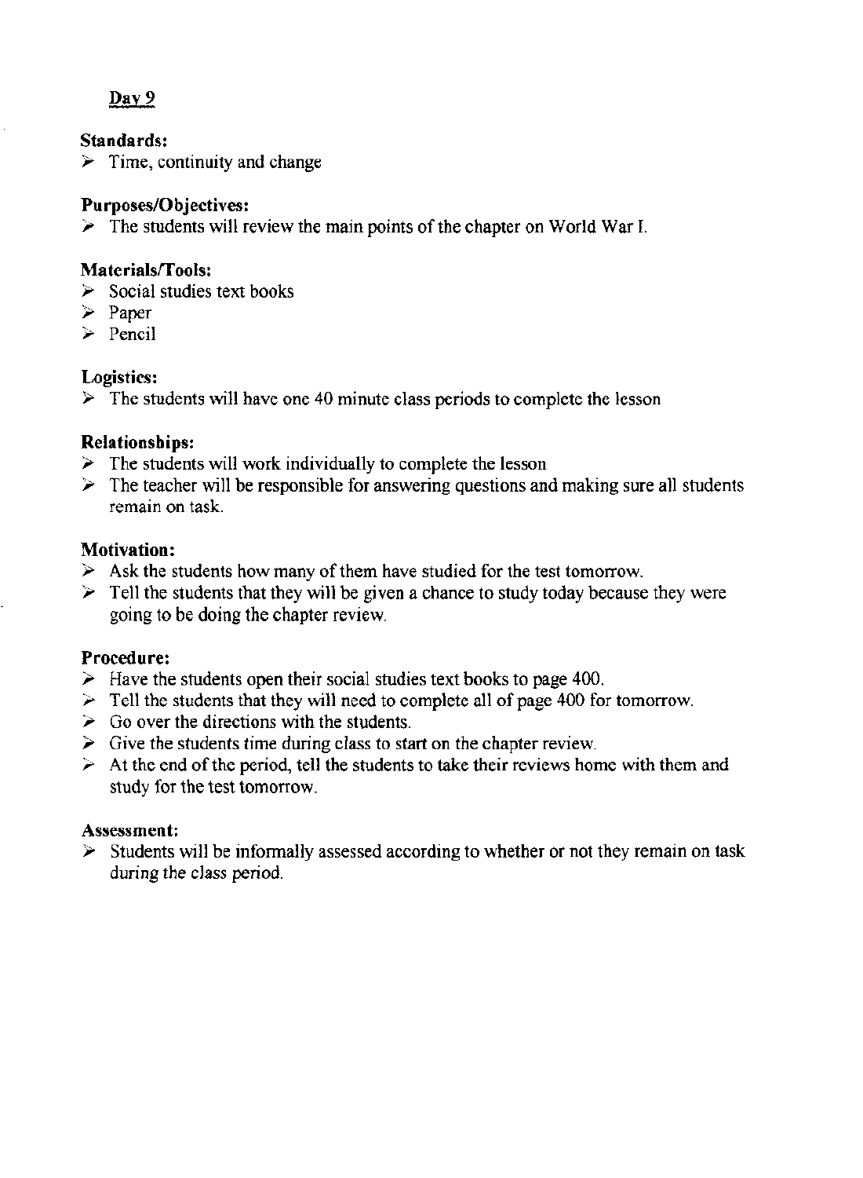## Day 9

**Standards:**
- Time, continuity and change

**Purposes/Objectives:**
- The students will review the main points of the chapter on World War I.

**Materials/Tools:**
- Social studies text books
- Paper
- Pencil

**Logistics:**
- The students will have one 40 minute class periods to complete the lesson

**Relationships:**
- The students will work individually to complete the lesson
- The teacher will be responsible for answering questions and making sure all students remain on task.

**Motivation:**
- Ask the students how many of them have studied for the test tomorrow.
- Tell the students that they will be given a chance to study today because they were going to be doing the chapter review.

**Procedure:**
- Have the students open their social studies text books to page 400.
- Tell the students that they will need to complete all of page 400 for tomorrow.
- Go over the directions with the students.
- Give the students time during class to start on the chapter review.
- At the end of the period, tell the students to take their reviews home with them and study for the test tomorrow.

**Assessment:**
- Students will be informally assessed according to whether or not they remain on task during the class period.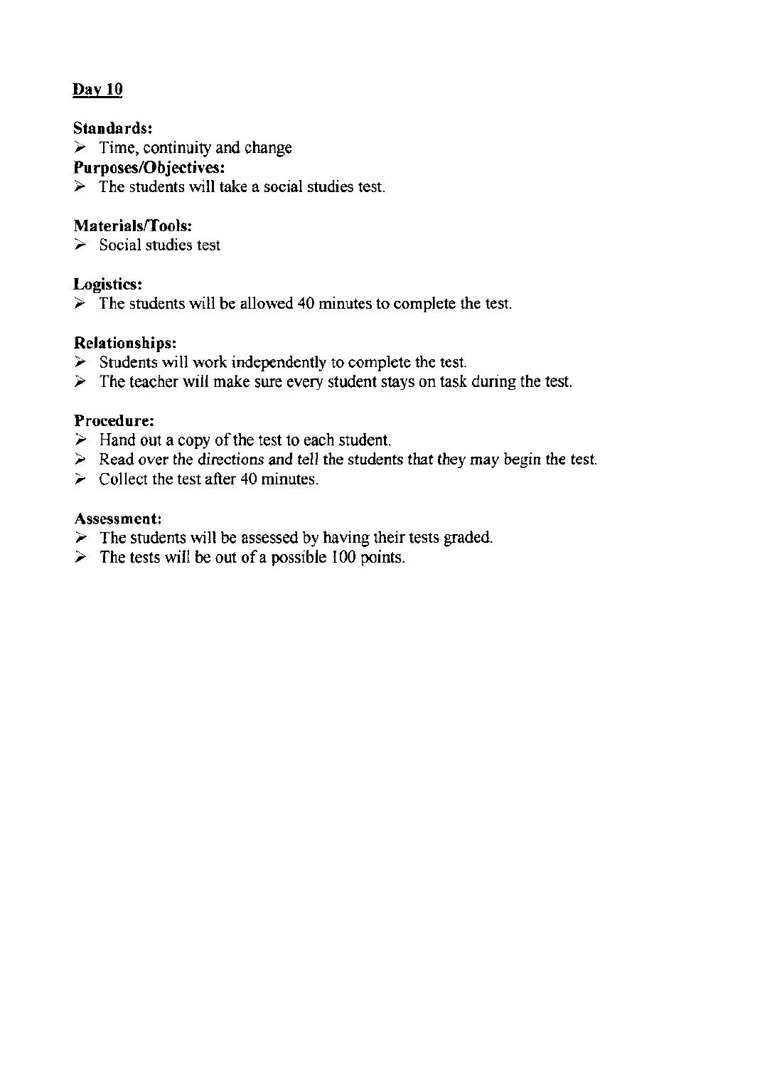## Day 10

**Standards:**

- Time, continuity and change

**Purposes/Objectives:**

- The students will take a social studies test.

**Materials/Tools:**

- Social studies test

**Logistics:**

- The students will be allowed 40 minutes to complete the test.

**Relationships:**

- Students will work independently to complete the test.
- The teacher will make sure every student stays on task during the test.

**Procedure:**

- Hand out a copy of the test to each student.
- Read over the directions and tell the students that they may begin the test.
- Collect the test after 40 minutes.

**Assessment:**

- The students will be assessed by having their tests graded.
- The tests will be out of a possible 100 points.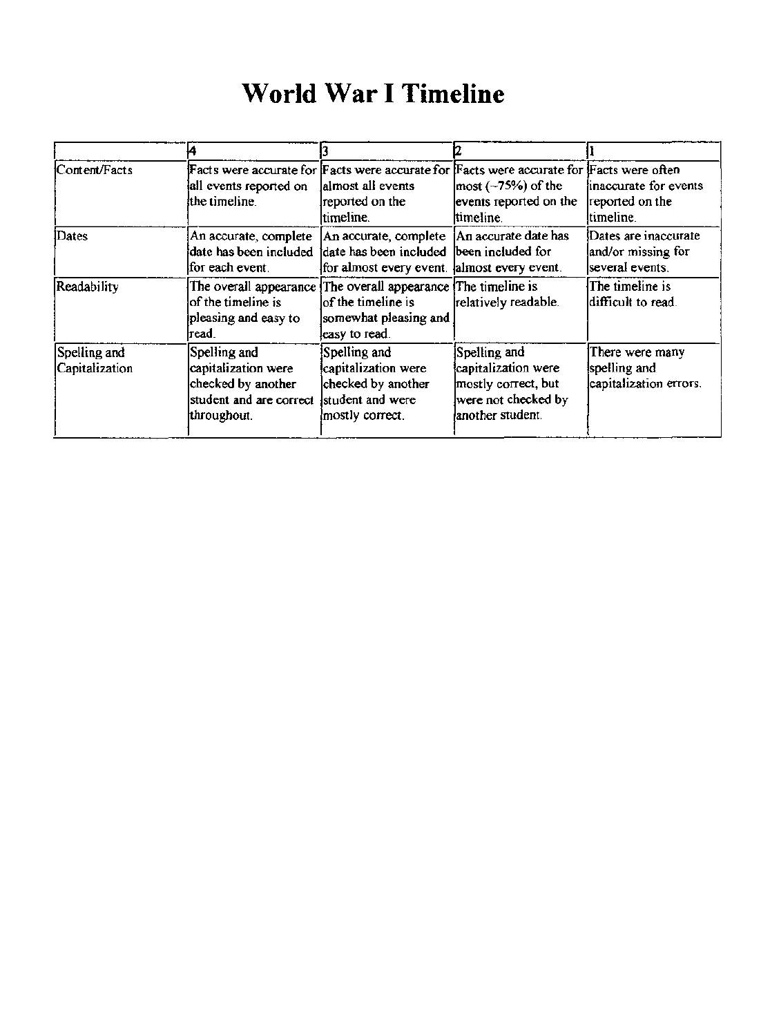# World War I Timeline

| | 4 | 3 | 2 | 1 |
|---|---|---|---|---|
| Content/Facts | Facts were accurate for all events reported on the timeline. | Facts were accurate for almost all events reported on the timeline. | Facts were accurate for most (~75%) of the events reported on the timeline. | Facts were often inaccurate for events reported on the timeline. |
| Dates | An accurate, complete date has been included for each event. | An accurate, complete date has been included for almost every event. | An accurate date has been included for almost every event. | Dates are inaccurate and/or missing for several events. |
| Readability | The overall appearance of the timeline is pleasing and easy to read. | The overall appearance of the timeline is somewhat pleasing and easy to read. | The timeline is relatively readable. | The timeline is difficult to read. |
| Spelling and Capitalization | Spelling and capitalization were checked by another student and are correct throughout. | Spelling and capitalization were checked by another student and were mostly correct. | Spelling and capitalization were mostly correct, but were not checked by another student. | There were many spelling and capitalization errors. |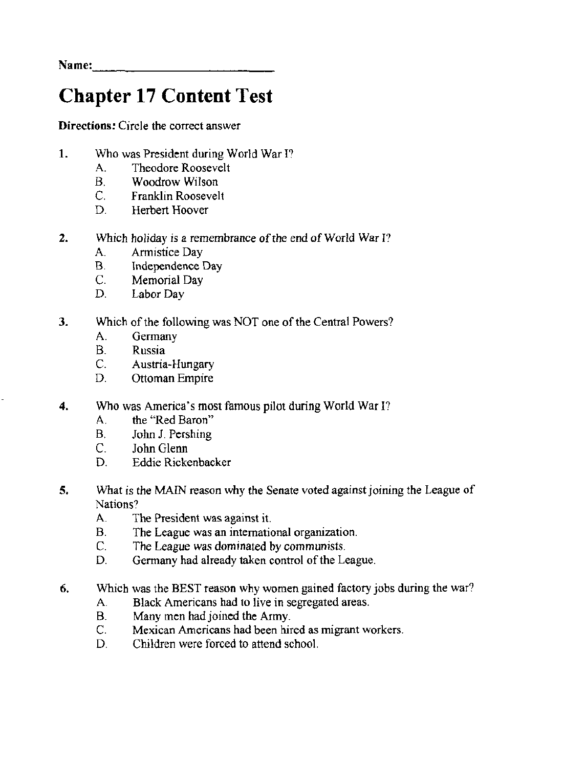Name:\_\_\_\_\_\_\_\_\_\_\_\_\_\_\_\_\_\_\_\_\_\_\_\_\_\_

# Chapter 17 Content Test

**Directions:** Circle the correct answer

1. Who was President during World War I?
   - A. Theodore Roosevelt
   - B. Woodrow Wilson
   - C. Franklin Roosevelt
   - D. Herbert Hoover

2. Which holiday is a remembrance of the end of World War I?
   - A. Armistice Day
   - B. Independence Day
   - C. Memorial Day
   - D. Labor Day

3. Which of the following was NOT one of the Central Powers?
   - A. Germany
   - B. Russia
   - C. Austria-Hungary
   - D. Ottoman Empire

4. Who was America's most famous pilot during World War I?
   - A. the "Red Baron"
   - B. John J. Pershing
   - C. John Glenn
   - D. Eddie Rickenbacker

5. What is the MAIN reason why the Senate voted against joining the League of Nations?
   - A. The President was against it.
   - B. The League was an international organization.
   - C. The League was dominated by communists.
   - D. Germany had already taken control of the League.

6. Which was the BEST reason why women gained factory jobs during the war?
   - A. Black Americans had to live in segregated areas.
   - B. Many men had joined the Army.
   - C. Mexican Americans had been hired as migrant workers.
   - D. Children were forced to attend school.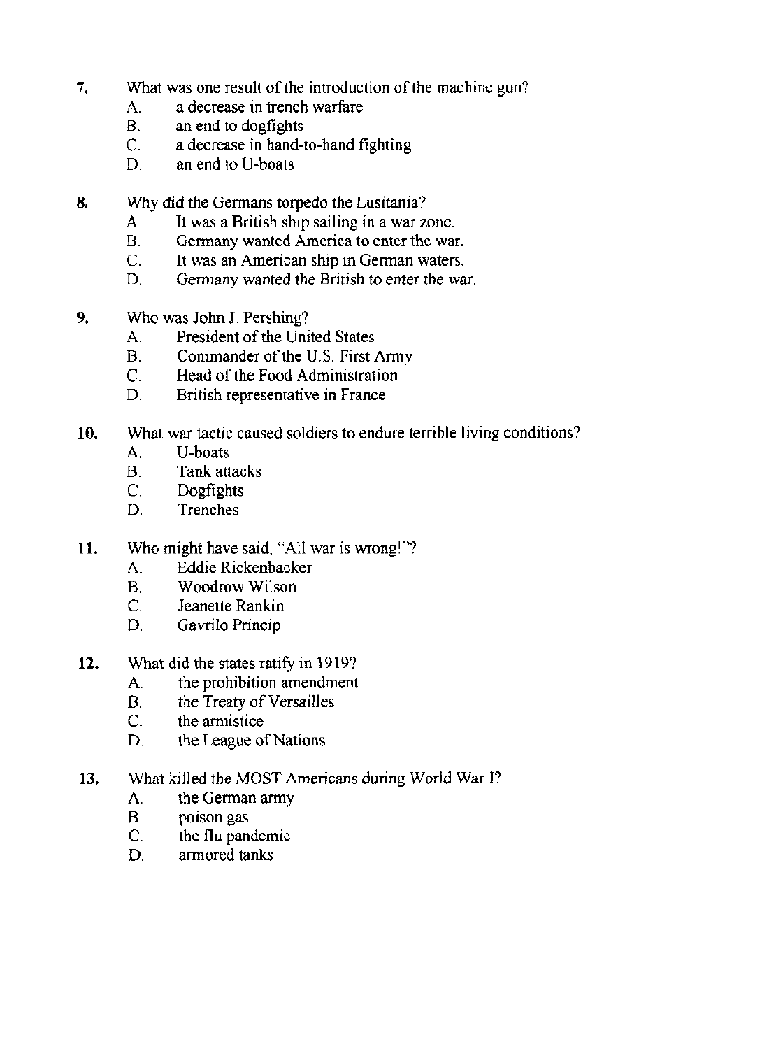7. What was one result of the introduction of the machine gun?
   A. a decrease in trench warfare
   B. an end to dogfights
   C. a decrease in hand-to-hand fighting
   D. an end to U-boats

8. Why did the Germans torpedo the Lusitania?
   A. It was a British ship sailing in a war zone.
   B. Germany wanted America to enter the war.
   C. It was an American ship in German waters.
   D. Germany wanted the British to enter the war.

9. Who was John J. Pershing?
   A. President of the United States
   B. Commander of the U.S. First Army
   C. Head of the Food Administration
   D. British representative in France

10. What war tactic caused soldiers to endure terrible living conditions?
    A. U-boats
    B. Tank attacks
    C. Dogfights
    D. Trenches

11. Who might have said, "All war is wrong!"?
    A. Eddie Rickenbacker
    B. Woodrow Wilson
    C. Jeanette Rankin
    D. Gavrilo Princip

12. What did the states ratify in 1919?
    A. the prohibition amendment
    B. the Treaty of Versailles
    C. the armistice
    D. the League of Nations

13. What killed the MOST Americans during World War I?
    A. the German army
    B. poison gas
    C. the flu pandemic
    D. armored tanks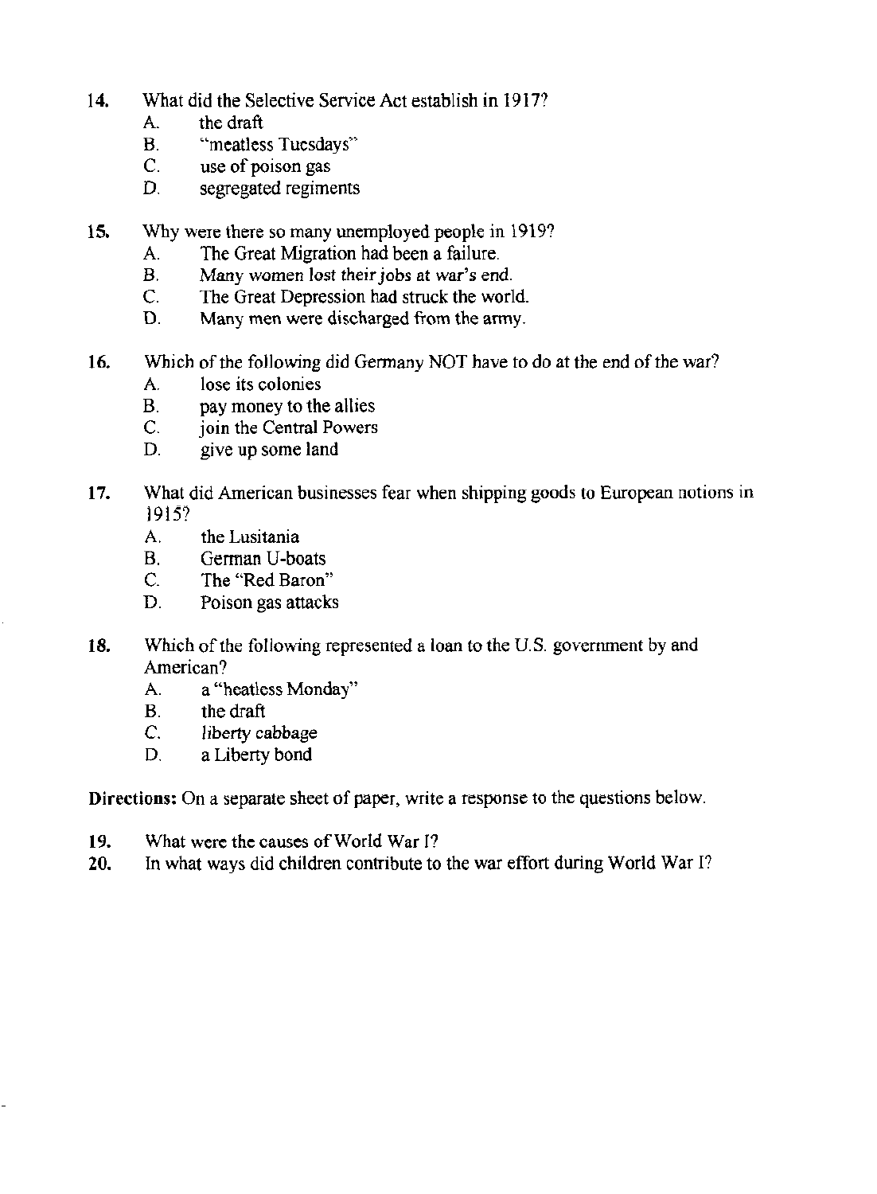14. What did the Selective Service Act establish in 1917?
    A. the draft
    B. "meatless Tuesdays"
    C. use of poison gas
    D. segregated regiments

15. Why were there so many unemployed people in 1919?
    A. The Great Migration had been a failure.
    B. Many women lost their jobs at war's end.
    C. The Great Depression had struck the world.
    D. Many men were discharged from the army.

16. Which of the following did Germany NOT have to do at the end of the war?
    A. lose its colonies
    B. pay money to the allies
    C. join the Central Powers
    D. give up some land

17. What did American businesses fear when shipping goods to European notions in 1915?
    A. the Lusitania
    B. German U-boats
    C. The "Red Baron"
    D. Poison gas attacks

18. Which of the following represented a loan to the U.S. government by and American?
    A. a "heatless Monday"
    B. the draft
    C. liberty cabbage
    D. a Liberty bond

**Directions:** On a separate sheet of paper, write a response to the questions below.

19. What were the causes of World War I?
20. In what ways did children contribute to the war effort during World War I?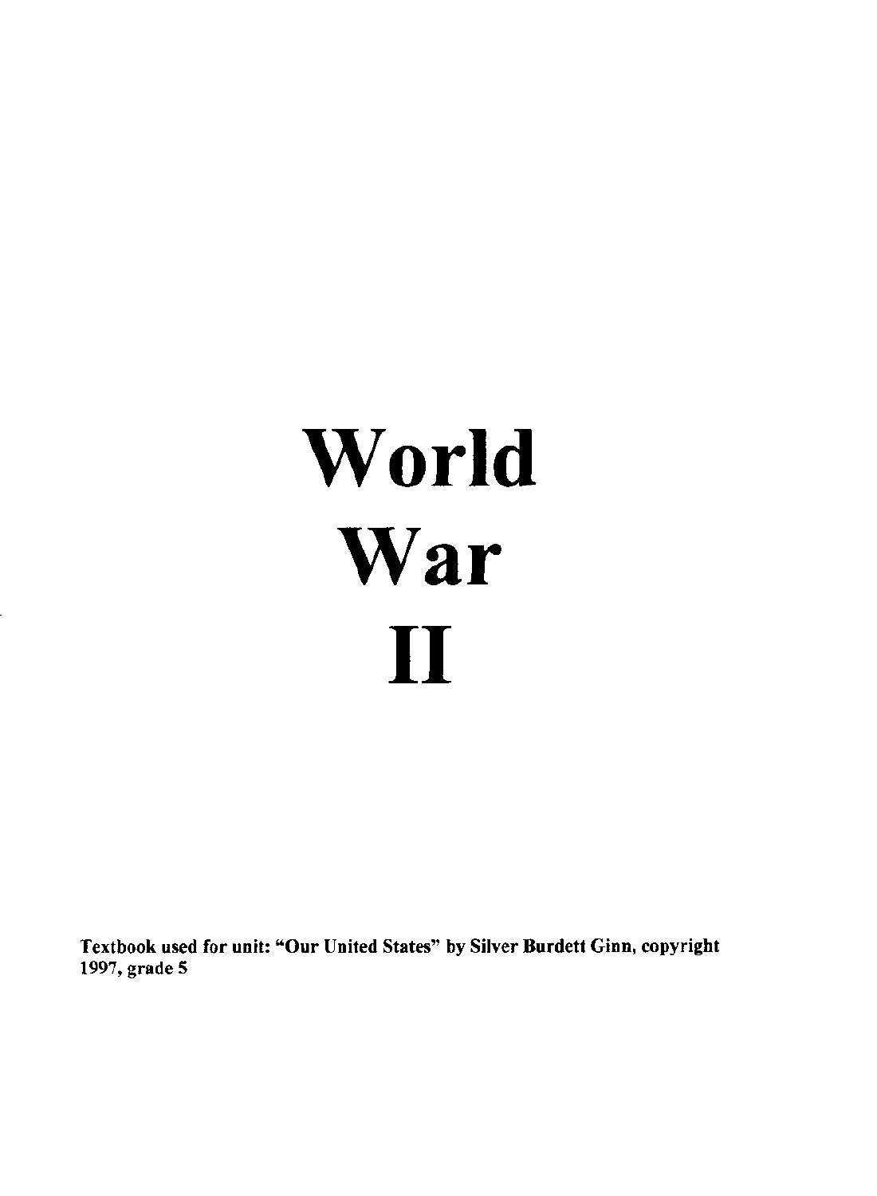# World War II

**Textbook used for unit: "Our United States" by Silver Burdett Ginn, copyright 1997, grade 5**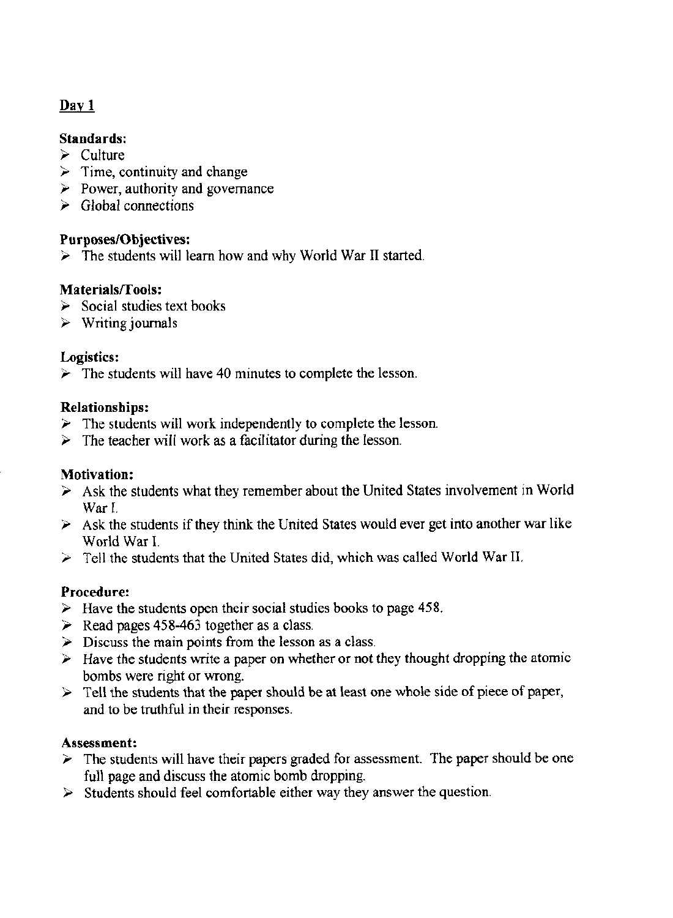## Day 1

**Standards:**
- Culture
- Time, continuity and change
- Power, authority and governance
- Global connections

**Purposes/Objectives:**
- The students will learn how and why World War II started.

**Materials/Tools:**
- Social studies text books
- Writing journals

**Logistics:**
- The students will have 40 minutes to complete the lesson.

**Relationships:**
- The students will work independently to complete the lesson.
- The teacher will work as a facilitator during the lesson.

**Motivation:**
- Ask the students what they remember about the United States involvement in World War I.
- Ask the students if they think the United States would ever get into another war like World War I.
- Tell the students that the United States did, which was called World War II.

**Procedure:**
- Have the students open their social studies books to page 458.
- Read pages 458-463 together as a class.
- Discuss the main points from the lesson as a class.
- Have the students write a paper on whether or not they thought dropping the atomic bombs were right or wrong.
- Tell the students that the paper should be at least one whole side of piece of paper, and to be truthful in their responses.

**Assessment:**
- The students will have their papers graded for assessment. The paper should be one full page and discuss the atomic bomb dropping.
- Students should feel comfortable either way they answer the question.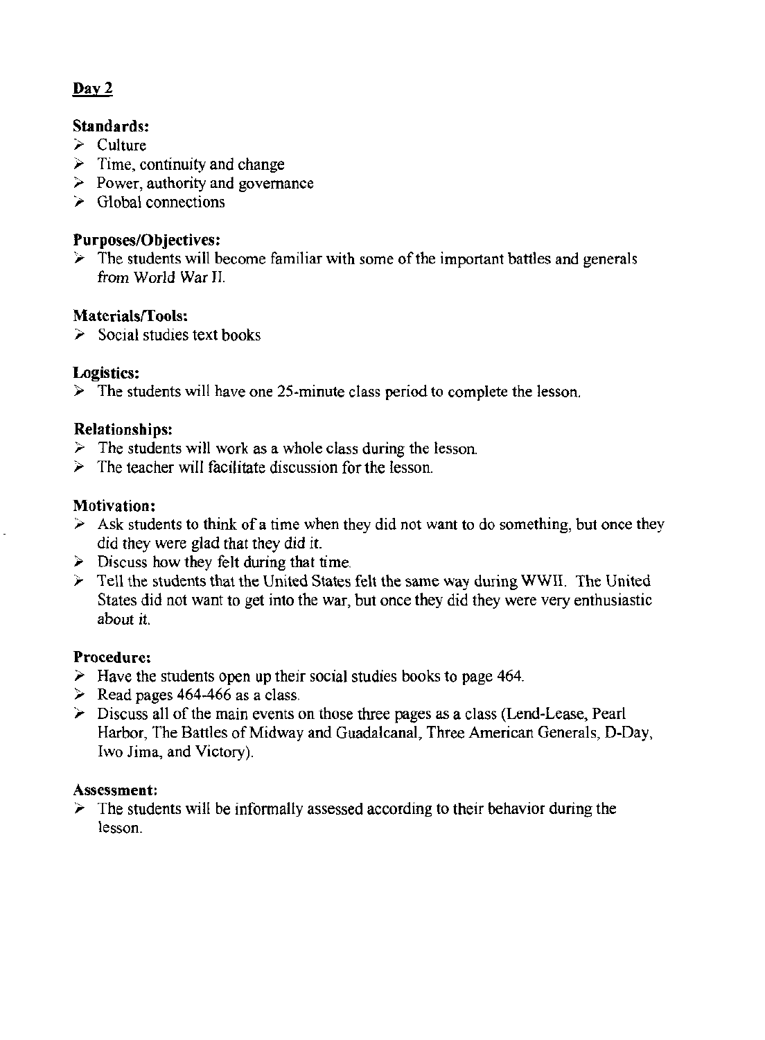## Day 2

**Standards:**

- Culture
- Time, continuity and change
- Power, authority and governance
- Global connections

**Purposes/Objectives:**

- The students will become familiar with some of the important battles and generals from World War II.

**Materials/Tools:**

- Social studies text books

**Logistics:**

- The students will have one 25-minute class period to complete the lesson.

**Relationships:**

- The students will work as a whole class during the lesson.
- The teacher will facilitate discussion for the lesson.

**Motivation:**

- Ask students to think of a time when they did not want to do something, but once they did they were glad that they did it.
- Discuss how they felt during that time.
- Tell the students that the United States felt the same way during WWII. The United States did not want to get into the war, but once they did they were very enthusiastic about it.

**Procedure:**

- Have the students open up their social studies books to page 464.
- Read pages 464-466 as a class.
- Discuss all of the main events on those three pages as a class (Lend-Lease, Pearl Harbor, The Battles of Midway and Guadalcanal, Three American Generals, D-Day, Iwo Jima, and Victory).

**Assessment:**

- The students will be informally assessed according to their behavior during the lesson.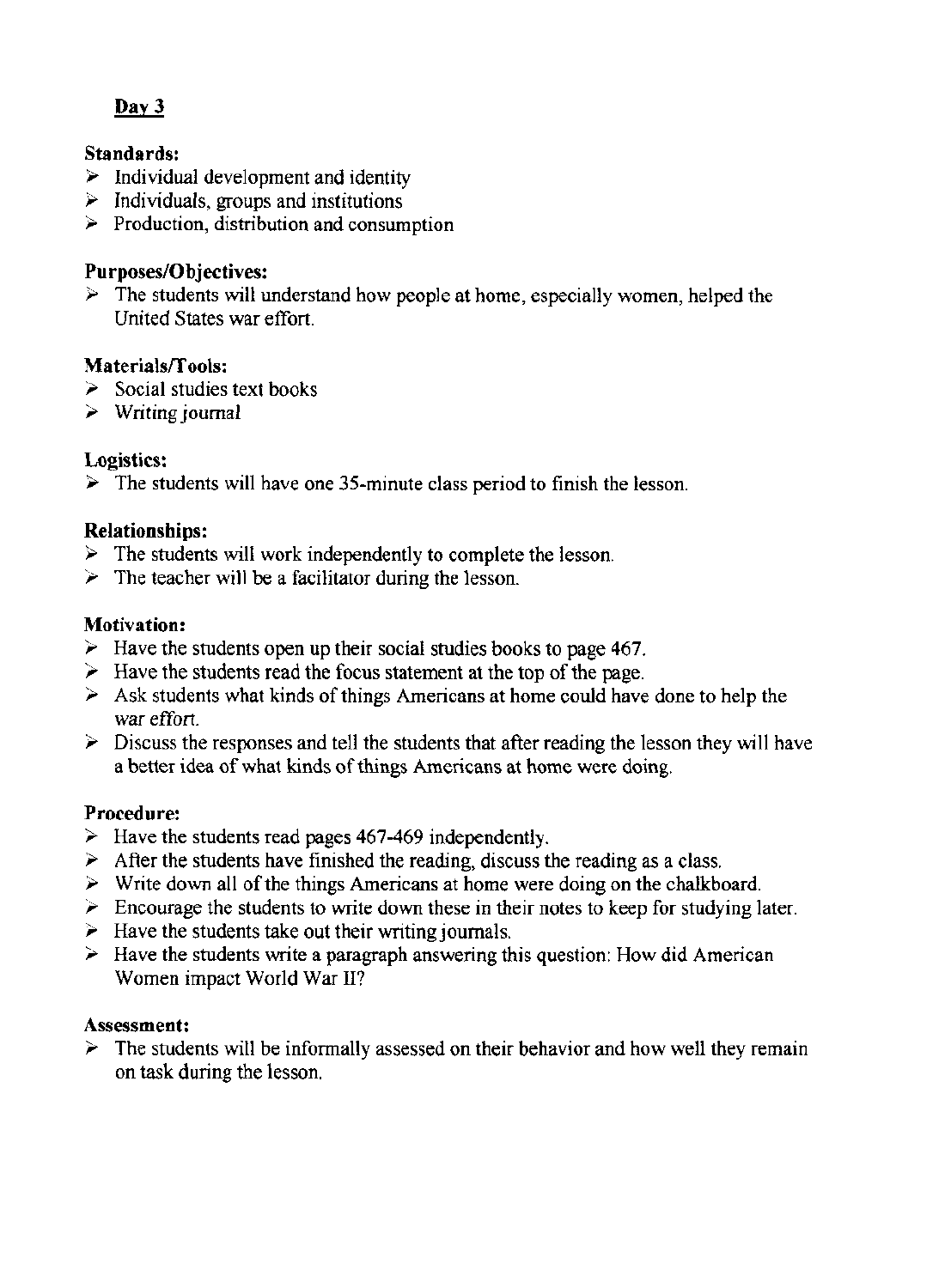## Day 3

**Standards:**

- Individual development and identity
- Individuals, groups and institutions
- Production, distribution and consumption

**Purposes/Objectives:**

- The students will understand how people at home, especially women, helped the United States war effort.

**Materials/Tools:**

- Social studies text books
- Writing journal

**Logistics:**

- The students will have one 35-minute class period to finish the lesson.

**Relationships:**

- The students will work independently to complete the lesson.
- The teacher will be a facilitator during the lesson.

**Motivation:**

- Have the students open up their social studies books to page 467.
- Have the students read the focus statement at the top of the page.
- Ask students what kinds of things Americans at home could have done to help the war effort.
- Discuss the responses and tell the students that after reading the lesson they will have a better idea of what kinds of things Americans at home were doing.

**Procedure:**

- Have the students read pages 467-469 independently.
- After the students have finished the reading, discuss the reading as a class.
- Write down all of the things Americans at home were doing on the chalkboard.
- Encourage the students to write down these in their notes to keep for studying later.
- Have the students take out their writing journals.
- Have the students write a paragraph answering this question: How did American Women impact World War II?

**Assessment:**

- The students will be informally assessed on their behavior and how well they remain on task during the lesson.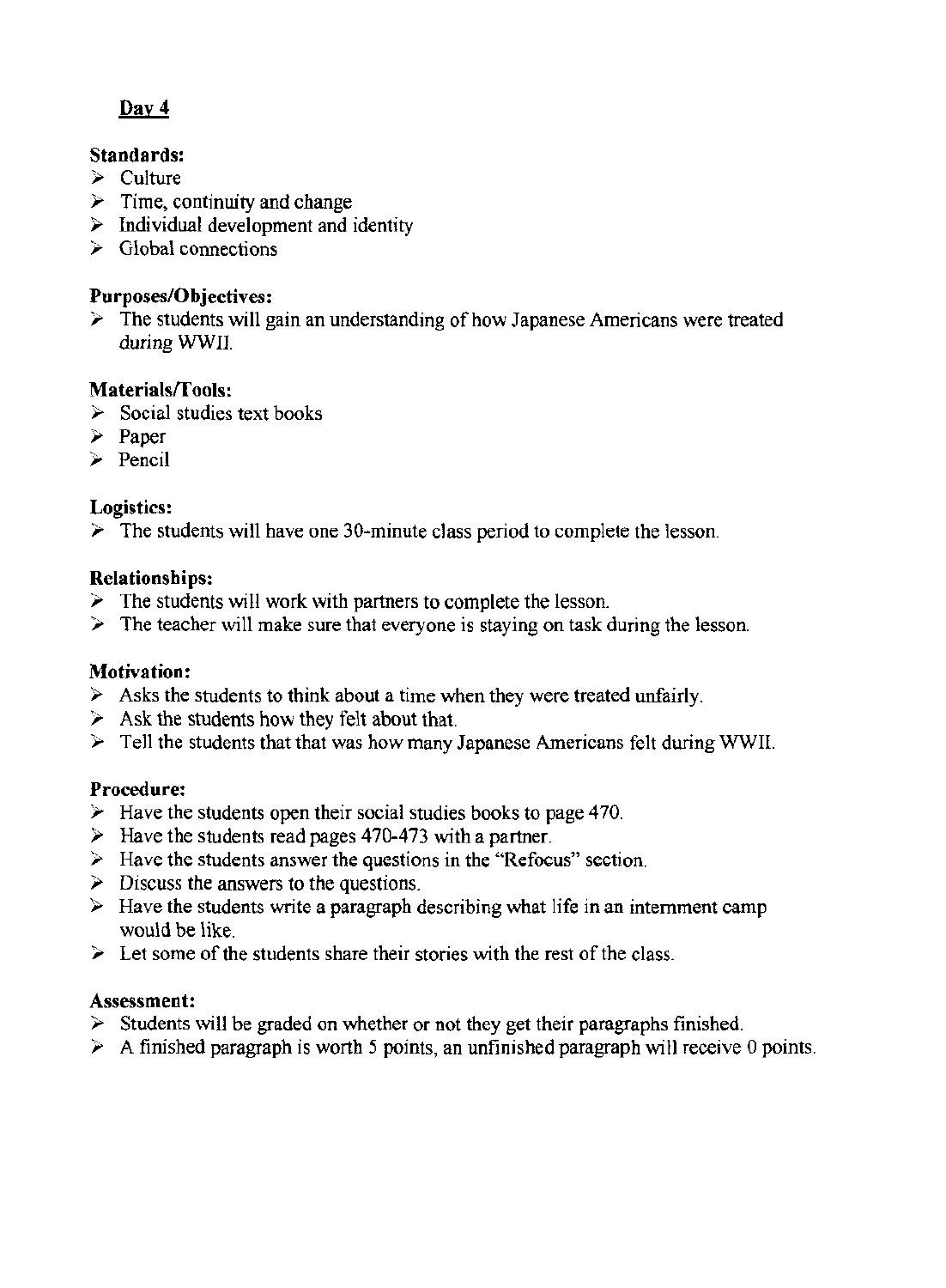## Day 4

**Standards:**
- Culture
- Time, continuity and change
- Individual development and identity
- Global connections

**Purposes/Objectives:**
- The students will gain an understanding of how Japanese Americans were treated during WWII.

**Materials/Tools:**
- Social studies text books
- Paper
- Pencil

**Logistics:**
- The students will have one 30-minute class period to complete the lesson.

**Relationships:**
- The students will work with partners to complete the lesson.
- The teacher will make sure that everyone is staying on task during the lesson.

**Motivation:**
- Asks the students to think about a time when they were treated unfairly.
- Ask the students how they felt about that.
- Tell the students that that was how many Japanese Americans felt during WWII.

**Procedure:**
- Have the students open their social studies books to page 470.
- Have the students read pages 470-473 with a partner.
- Have the students answer the questions in the "Refocus" section.
- Discuss the answers to the questions.
- Have the students write a paragraph describing what life in an internment camp would be like.
- Let some of the students share their stories with the rest of the class.

**Assessment:**
- Students will be graded on whether or not they get their paragraphs finished.
- A finished paragraph is worth 5 points, an unfinished paragraph will receive 0 points.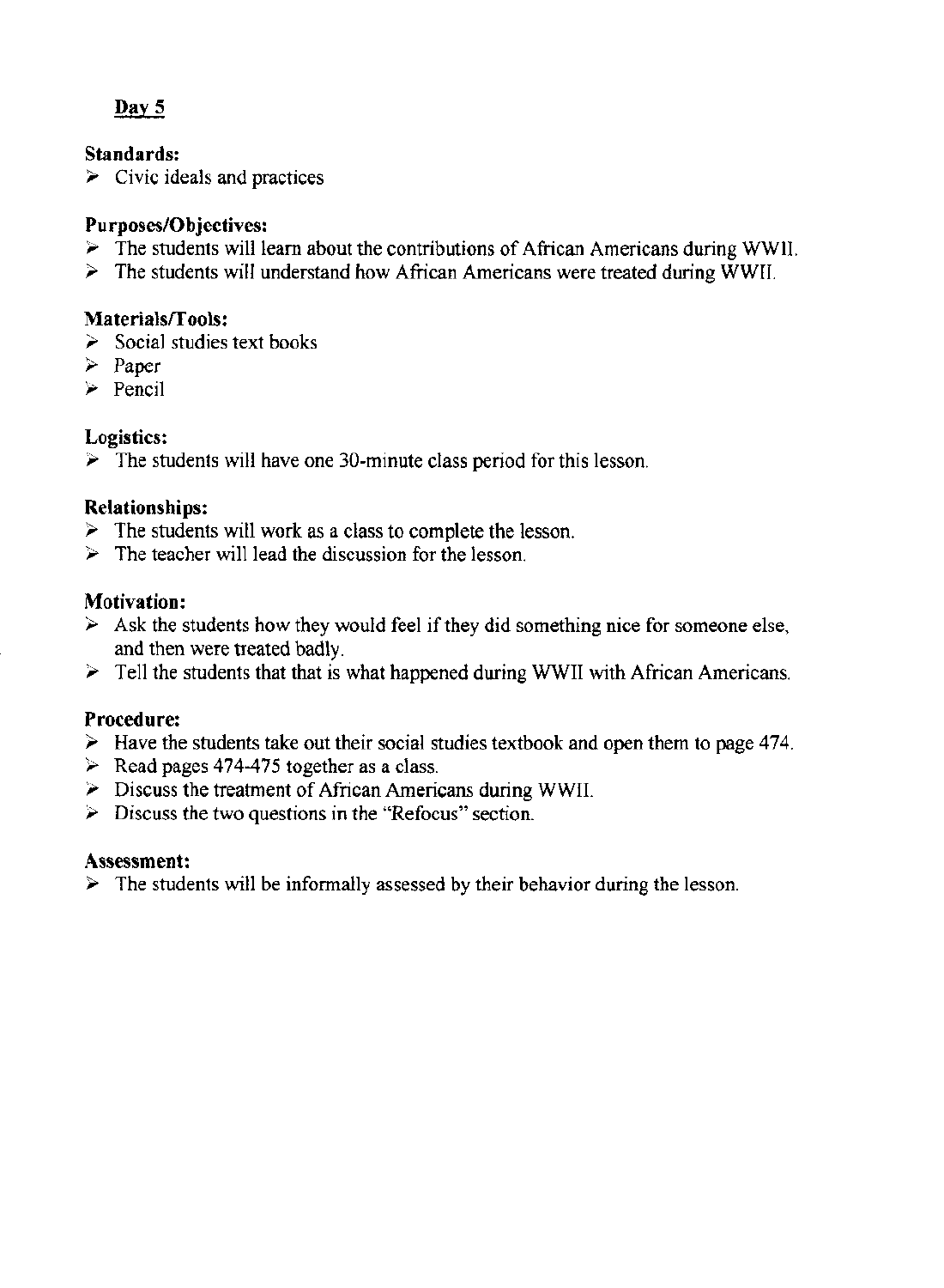## Day 5

**Standards:**

- Civic ideals and practices

**Purposes/Objectives:**

- The students will learn about the contributions of African Americans during WWII.
- The students will understand how African Americans were treated during WWII.

**Materials/Tools:**

- Social studies text books
- Paper
- Pencil

**Logistics:**

- The students will have one 30-minute class period for this lesson.

**Relationships:**

- The students will work as a class to complete the lesson.
- The teacher will lead the discussion for the lesson.

**Motivation:**

- Ask the students how they would feel if they did something nice for someone else, and then were treated badly.
- Tell the students that that is what happened during WWII with African Americans.

**Procedure:**

- Have the students take out their social studies textbook and open them to page 474.
- Read pages 474-475 together as a class.
- Discuss the treatment of African Americans during WWII.
- Discuss the two questions in the "Refocus" section.

**Assessment:**

- The students will be informally assessed by their behavior during the lesson.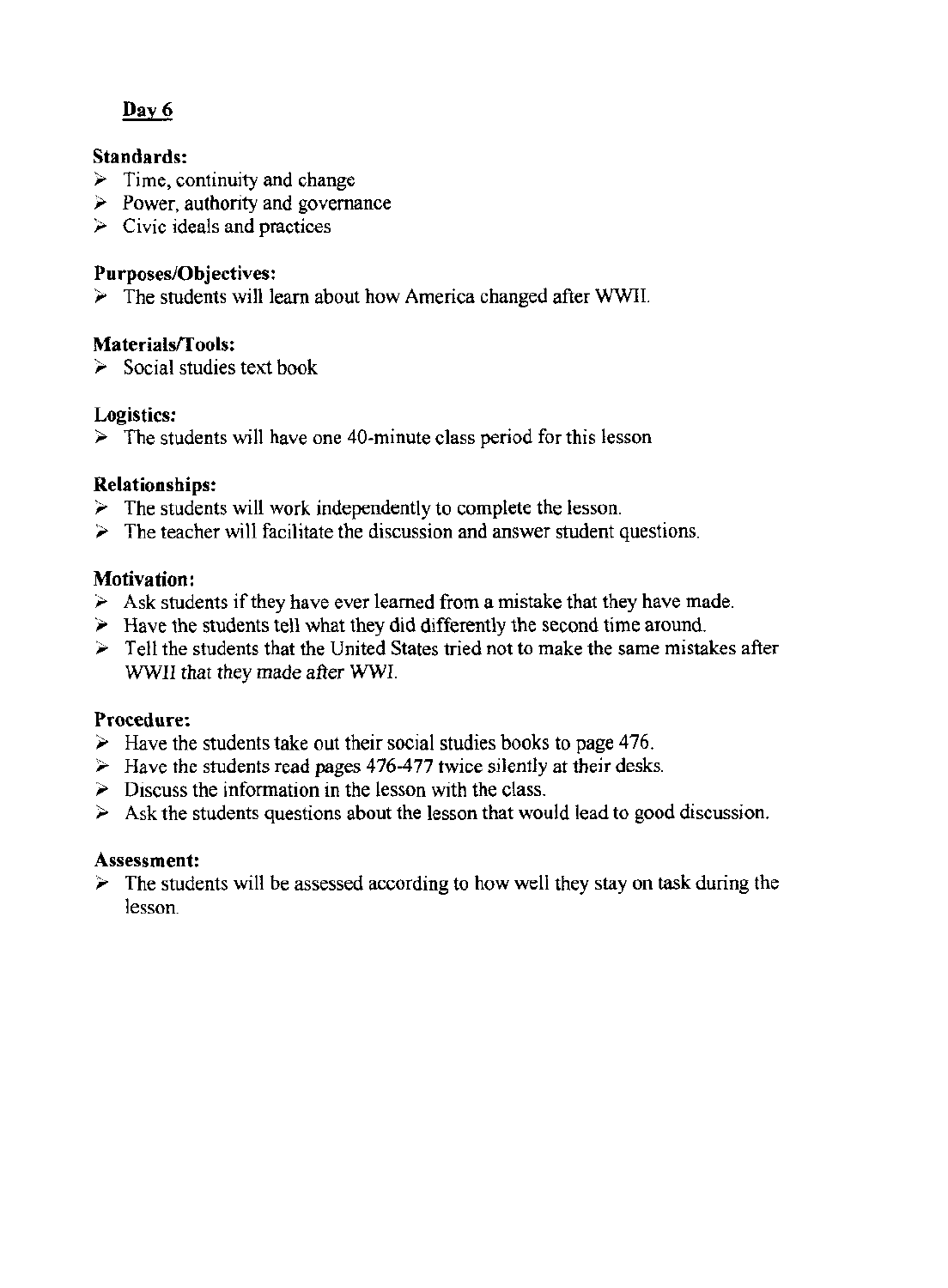## Day 6

**Standards:**
- Time, continuity and change
- Power, authority and governance
- Civic ideals and practices

**Purposes/Objectives:**
- The students will learn about how America changed after WWII.

**Materials/Tools:**
- Social studies text book

**Logistics:**
- The students will have one 40-minute class period for this lesson

**Relationships:**
- The students will work independently to complete the lesson.
- The teacher will facilitate the discussion and answer student questions.

**Motivation:**
- Ask students if they have ever learned from a mistake that they have made.
- Have the students tell what they did differently the second time around.
- Tell the students that the United States tried not to make the same mistakes after WWII that they made after WWI.

**Procedure:**
- Have the students take out their social studies books to page 476.
- Have the students read pages 476-477 twice silently at their desks.
- Discuss the information in the lesson with the class.
- Ask the students questions about the lesson that would lead to good discussion.

**Assessment:**
- The students will be assessed according to how well they stay on task during the lesson.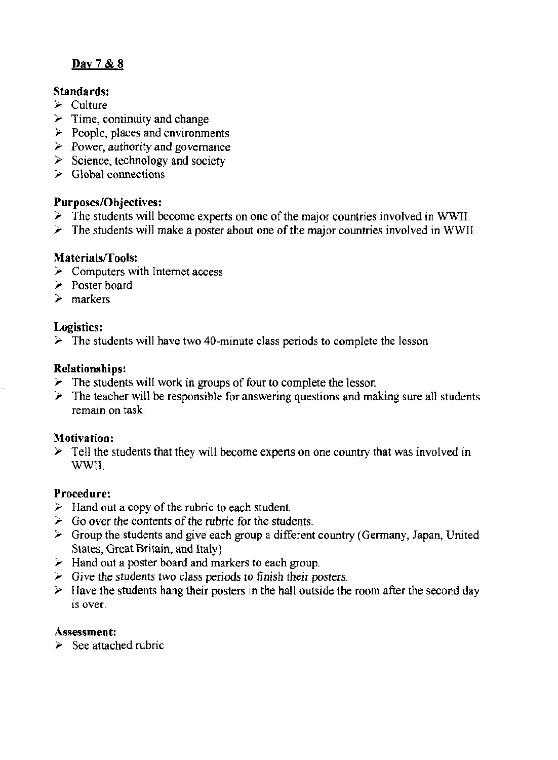## Day 7 & 8

**Standards:**
- Culture
- Time, continuity and change
- People, places and environments
- Power, authority and governance
- Science, technology and society
- Global connections

**Purposes/Objectives:**
- The students will become experts on one of the major countries involved in WWII.
- The students will make a poster about one of the major countries involved in WWII.

**Materials/Tools:**
- Computers with Internet access
- Poster board
- markers

**Logistics:**
- The students will have two 40-minute class periods to complete the lesson

**Relationships:**
- The students will work in groups of four to complete the lesson
- The teacher will be responsible for answering questions and making sure all students remain on task.

**Motivation:**
- Tell the students that they will become experts on one country that was involved in WWII.

**Procedure:**
- Hand out a copy of the rubric to each student.
- Go over the contents of the rubric for the students.
- Group the students and give each group a different country (Germany, Japan, United States, Great Britain, and Italy)
- Hand out a poster board and markers to each group.
- Give the students two class periods to finish their posters.
- Have the students hang their posters in the hall outside the room after the second day is over.

**Assessment:**
- See attached rubric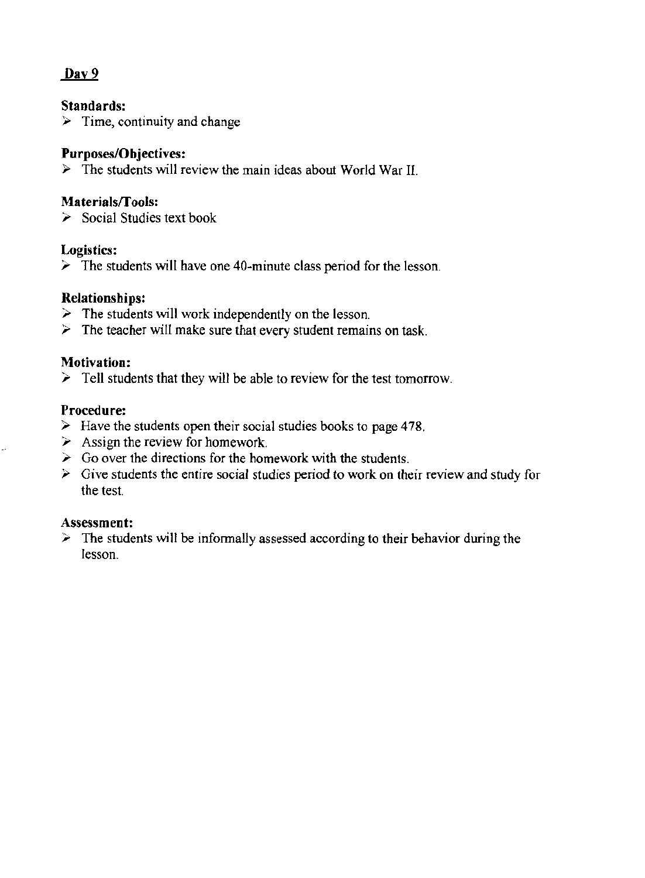## Day 9

**Standards:**
- Time, continuity and change

**Purposes/Objectives:**
- The students will review the main ideas about World War II.

**Materials/Tools:**
- Social Studies text book

**Logistics:**
- The students will have one 40-minute class period for the lesson.

**Relationships:**
- The students will work independently on the lesson.
- The teacher will make sure that every student remains on task.

**Motivation:**
- Tell students that they will be able to review for the test tomorrow.

**Procedure:**
- Have the students open their social studies books to page 478.
- Assign the review for homework.
- Go over the directions for the homework with the students.
- Give students the entire social studies period to work on their review and study for the test.

**Assessment:**
- The students will be informally assessed according to their behavior during the lesson.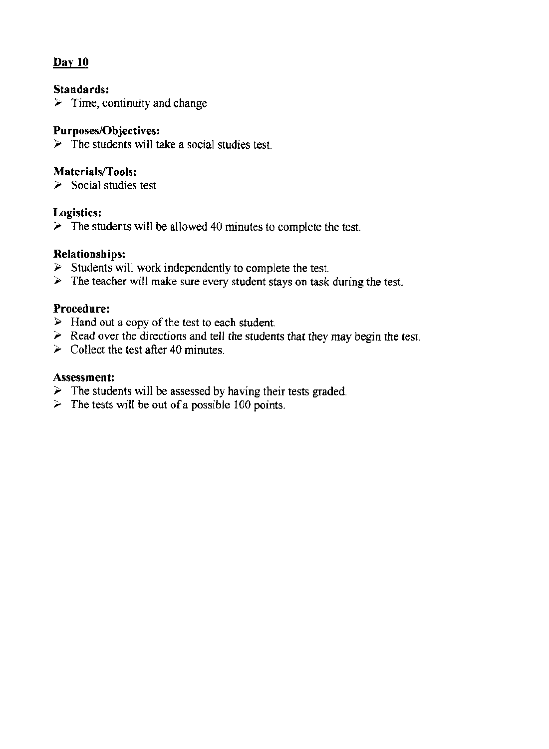## Day 10

**Standards:**
- Time, continuity and change

**Purposes/Objectives:**
- The students will take a social studies test.

**Materials/Tools:**
- Social studies test

**Logistics:**
- The students will be allowed 40 minutes to complete the test.

**Relationships:**
- Students will work independently to complete the test.
- The teacher will make sure every student stays on task during the test.

**Procedure:**
- Hand out a copy of the test to each student.
- Read over the directions and tell the students that they may begin the test.
- Collect the test after 40 minutes.

**Assessment:**
- The students will be assessed by having their tests graded.
- The tests will be out of a possible 100 points.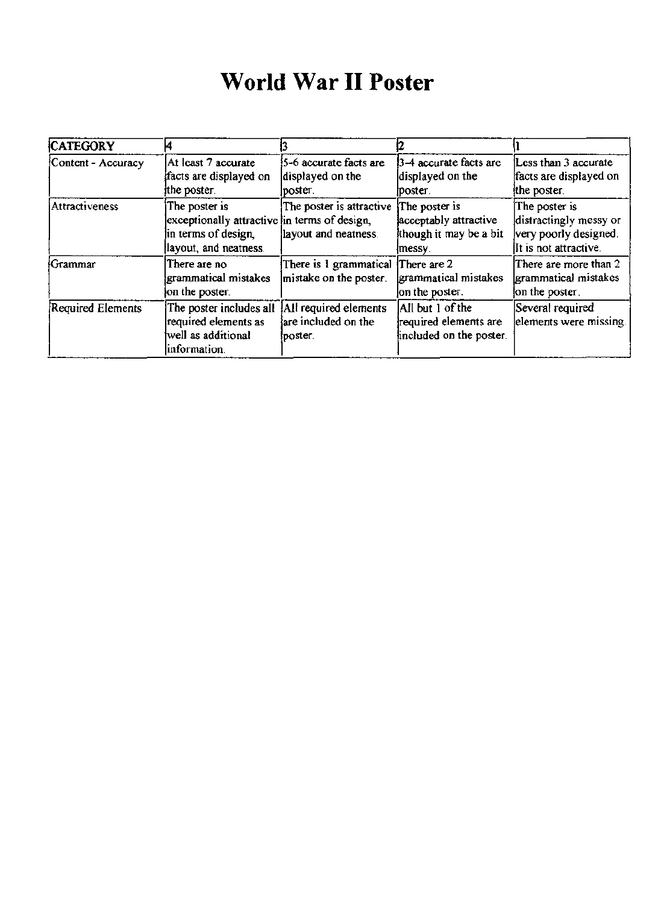# World War II Poster

| CATEGORY | 4 | 3 | 2 | 1 |
|---|---|---|---|---|
| Content - Accuracy | At least 7 accurate facts are displayed on the poster. | 5-6 accurate facts are displayed on the poster. | 3-4 accurate facts are displayed on the poster. | Less than 3 accurate facts are displayed on the poster. |
| Attractiveness | The poster is exceptionally attractive in terms of design, layout, and neatness. | The poster is attractive in terms of design, layout and neatness. | The poster is acceptably attractive though it may be a bit messy. | The poster is distractingly messy or very poorly designed. It is not attractive. |
| Grammar | There are no grammatical mistakes on the poster. | There is 1 grammatical mistake on the poster. | There are 2 grammatical mistakes on the poster. | There are more than 2 grammatical mistakes on the poster. |
| Required Elements | The poster includes all required elements as well as additional information. | All required elements are included on the poster. | All but 1 of the required elements are included on the poster. | Several required elements were missing. |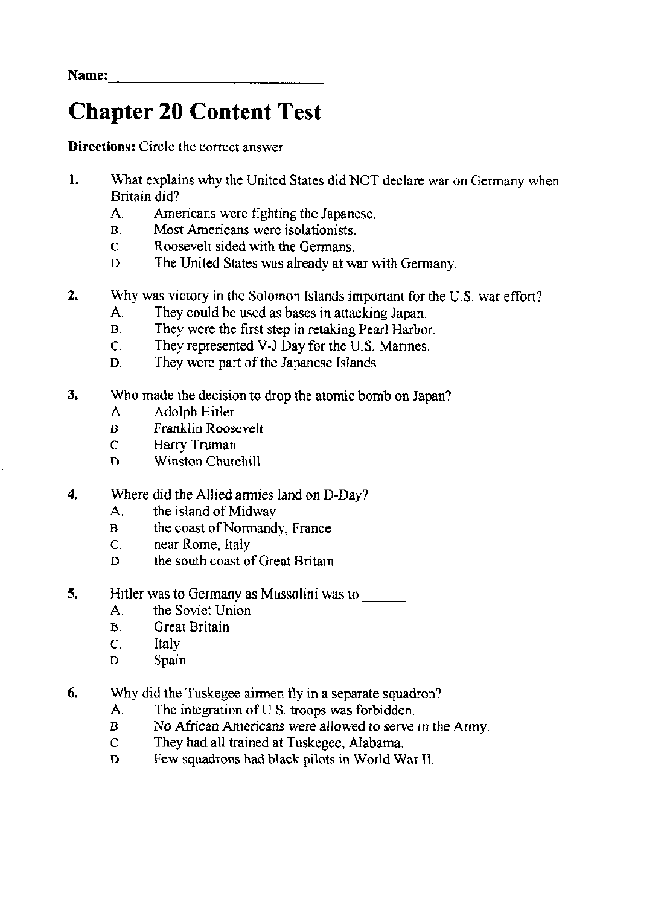Name:\_\_\_\_\_\_\_\_\_\_\_\_\_\_\_\_\_\_\_\_\_\_\_\_\_\_\_\_

# Chapter 20 Content Test

**Directions:** Circle the correct answer

1. What explains why the United States did NOT declare war on Germany when Britain did?
   - A. Americans were fighting the Japanese.
   - B. Most Americans were isolationists.
   - C. Roosevelt sided with the Germans.
   - D. The United States was already at war with Germany.

2. Why was victory in the Solomon Islands important for the U.S. war effort?
   - A. They could be used as bases in attacking Japan.
   - B. They were the first step in retaking Pearl Harbor.
   - C. They represented V-J Day for the U.S. Marines.
   - D. They were part of the Japanese Islands.

3. Who made the decision to drop the atomic bomb on Japan?
   - A. Adolph Hitler
   - B. Franklin Roosevelt
   - C. Harry Truman
   - D. Winston Churchill

4. Where did the Allied armies land on D-Day?
   - A. the island of Midway
   - B. the coast of Normandy, France
   - C. near Rome, Italy
   - D. the south coast of Great Britain

5. Hitler was to Germany as Mussolini was to \_\_\_\_\_\_.
   - A. the Soviet Union
   - B. Great Britain
   - C. Italy
   - D. Spain

6. Why did the Tuskegee airmen fly in a separate squadron?
   - A. The integration of U.S. troops was forbidden.
   - B. No African Americans were allowed to serve in the Army.
   - C. They had all trained at Tuskegee, Alabama.
   - D. Few squadrons had black pilots in World War II.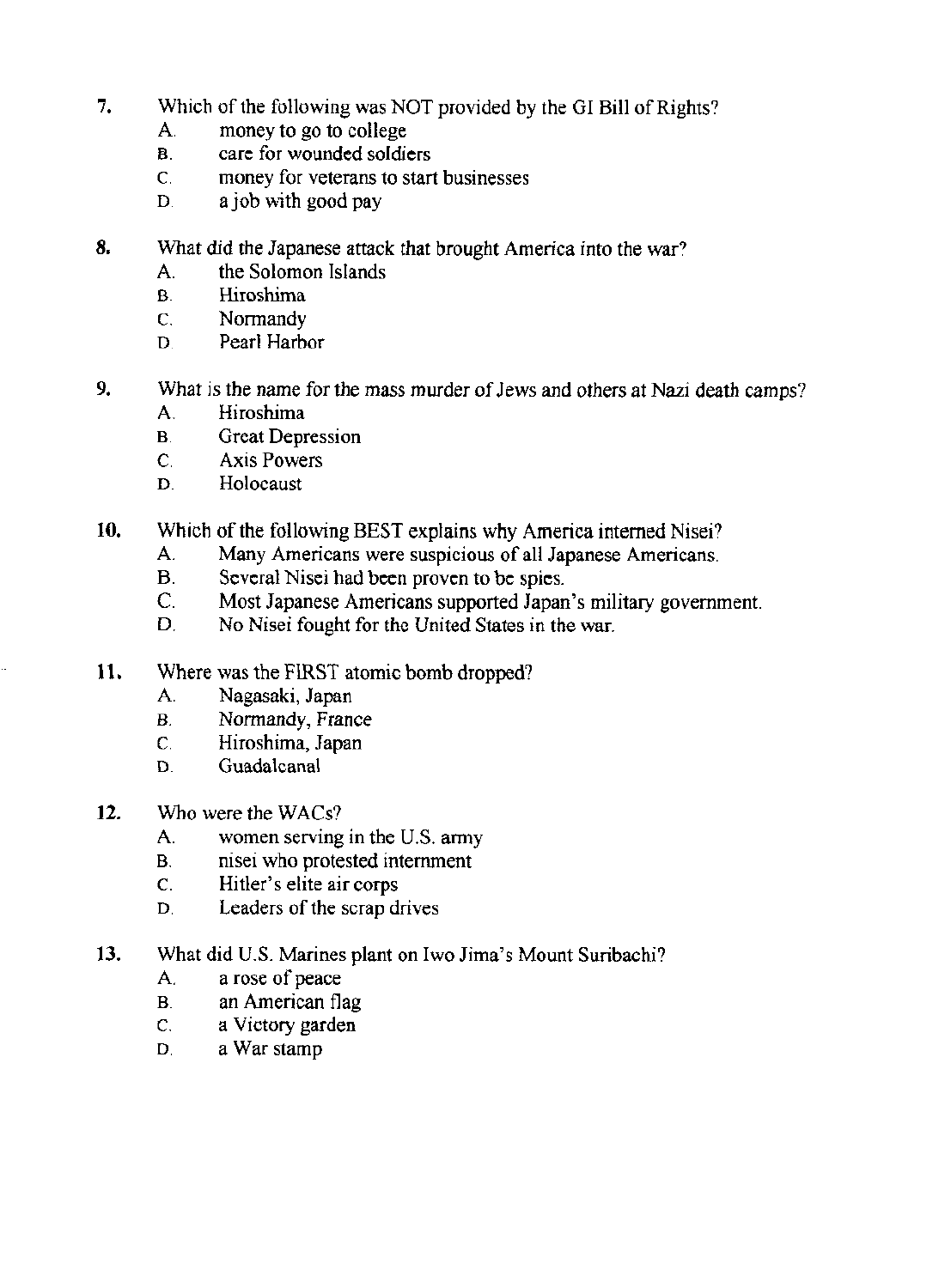7. Which of the following was NOT provided by the GI Bill of Rights?
   A. money to go to college
   B. care for wounded soldiers
   C. money for veterans to start businesses
   D. a job with good pay

8. What did the Japanese attack that brought America into the war?
   A. the Solomon Islands
   B. Hiroshima
   C. Normandy
   D. Pearl Harbor

9. What is the name for the mass murder of Jews and others at Nazi death camps?
   A. Hiroshima
   B. Great Depression
   C. Axis Powers
   D. Holocaust

10. Which of the following BEST explains why America interned Nisei?
    A. Many Americans were suspicious of all Japanese Americans.
    B. Several Nisei had been proven to be spies.
    C. Most Japanese Americans supported Japan's military government.
    D. No Nisei fought for the United States in the war.

11. Where was the FIRST atomic bomb dropped?
    A. Nagasaki, Japan
    B. Normandy, France
    C. Hiroshima, Japan
    D. Guadalcanal

12. Who were the WACs?
    A. women serving in the U.S. army
    B. nisei who protested internment
    C. Hitler's elite air corps
    D. Leaders of the scrap drives

13. What did U.S. Marines plant on Iwo Jima's Mount Suribachi?
    A. a rose of peace
    B. an American flag
    C. a Victory garden
    D. a War stamp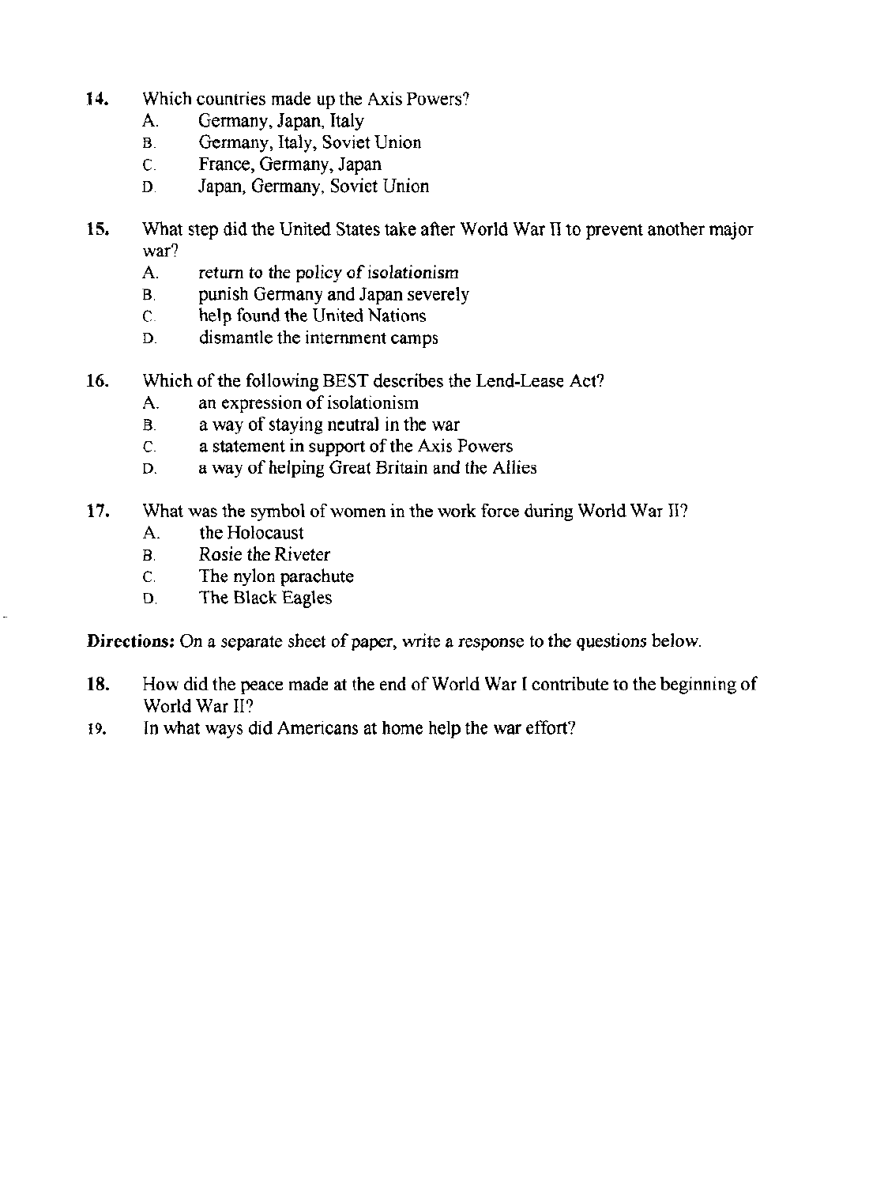14. Which countries made up the Axis Powers?
    A. Germany, Japan, Italy
    B. Germany, Italy, Soviet Union
    C. France, Germany, Japan
    D. Japan, Germany, Soviet Union

15. What step did the United States take after World War II to prevent another major war?
    A. return to the policy of isolationism
    B. punish Germany and Japan severely
    C. help found the United Nations
    D. dismantle the internment camps

16. Which of the following BEST describes the Lend-Lease Act?
    A. an expression of isolationism
    B. a way of staying neutral in the war
    C. a statement in support of the Axis Powers
    D. a way of helping Great Britain and the Allies

17. What was the symbol of women in the work force during World War II?
    A. the Holocaust
    B. Rosie the Riveter
    C. The nylon parachute
    D. The Black Eagles

**Directions:** On a separate sheet of paper, write a response to the questions below.

18. How did the peace made at the end of World War I contribute to the beginning of World War II?
19. In what ways did Americans at home help the war effort?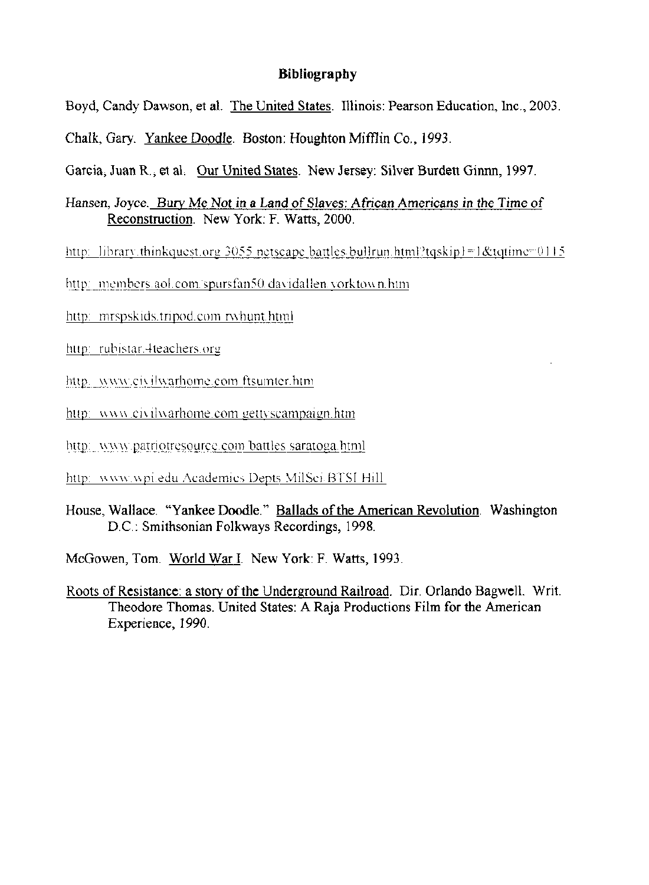**Bibliography**

Boyd, Candy Dawson, et al. The United States. Illinois: Pearson Education, Inc., 2003.

Chalk, Gary. Yankee Doodle. Boston: Houghton Mifflin Co., 1993.

Garcia, Juan R., et al. Our United States. New Jersey: Silver Burdett Ginnn, 1997.

Hansen, Joyce. *Bury Me Not in a Land of Slaves: African Americans in the Time of* Reconstruction. New York: F. Watts, 2000.

http: library.thinkquest.org 3055 netscape battles bullrun.html?tqskip1=1&tqtime=0115

http: members.aol.com spursfan50 davidallen yorktown.htm

http: mrspskids.tripod.com rwhunt.html

http: rubistar.4teachers.org

http: www.civilwarhome.com ftsumter.htm

http: www.civilwarhome.com gettyscampaign.htm

http: www.patriotresource.com battles saratoga.html

http: www.wpi.edu Academics Depts MilSci BTSI Hill

House, Wallace. "Yankee Doodle." Ballads of the American Revolution. Washington D.C.: Smithsonian Folkways Recordings, 1998.

McGowen, Tom. World War I. New York: F. Watts, 1993.

Roots of Resistance: a story of the Underground Railroad. Dir. Orlando Bagwell. Writ. Theodore Thomas. United States: A Raja Productions Film for the American Experience, 1990.